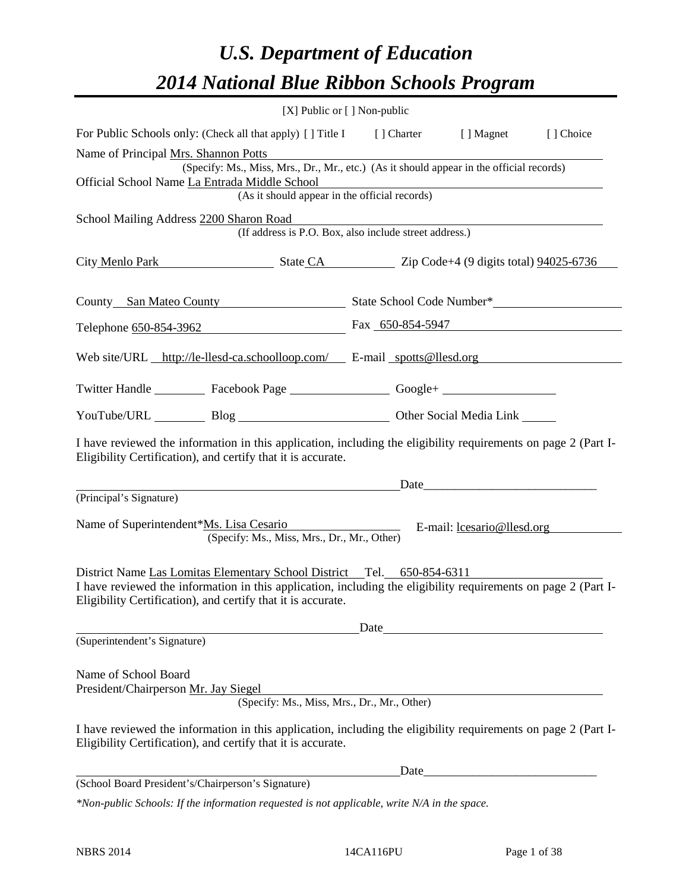# *U.S. Department of Education*

# *2014 National Blue Ribbon Schools Program*

[X] Public or [ ] Non-public

For Public Schools only: (Check all that apply) [ ] Title I [ ] Charter [ ] Magnet [ ] Choice

Name of Principal Mrs. Shannon Potts
(Specify: Ms., Miss, Mrs., Dr., Mr., etc.) (As it should appear in the official records)

Official School Name La Entrada Middle School
(As it should appear in the official records)

School Mailing Address 2200 Sharon Road
(If address is P.O. Box, also include street address.)

City Menlo Park State CA Zip Code+4 (9 digits total) 94025-6736

County San Mateo County State School Code Number*

Telephone 650-854-3962 Fax 650-854-5947

Web site/URL http://le-llesd-ca.schoolloop.com/ E-mail spotts@llesd.org

Twitter Handle ________ Facebook Page ________ Google+ ________

YouTube/URL ________ Blog ________ Other Social Media Link ________

I have reviewed the information in this application, including the eligibility requirements on page 2 (Part I-Eligibility Certification), and certify that it is accurate.

_________________________________ Date_________________________
(Principal's Signature)

Name of Superintendent*Ms. Lisa Cesario E-mail: lcesario@llesd.org
(Specify: Ms., Miss, Mrs., Dr., Mr., Other)

District Name Las Lomitas Elementary School District Tel. 650-854-6311

I have reviewed the information in this application, including the eligibility requirements on page 2 (Part I-Eligibility Certification), and certify that it is accurate.

_________________________________ Date_________________________
(Superintendent's Signature)

Name of School Board
President/Chairperson Mr. Jay Siegel
(Specify: Ms., Miss, Mrs., Dr., Mr., Other)

I have reviewed the information in this application, including the eligibility requirements on page 2 (Part I-Eligibility Certification), and certify that it is accurate.

_________________________________ Date_________________________
(School Board President's/Chairperson's Signature)

*\*Non-public Schools: If the information requested is not applicable, write N/A in the space.*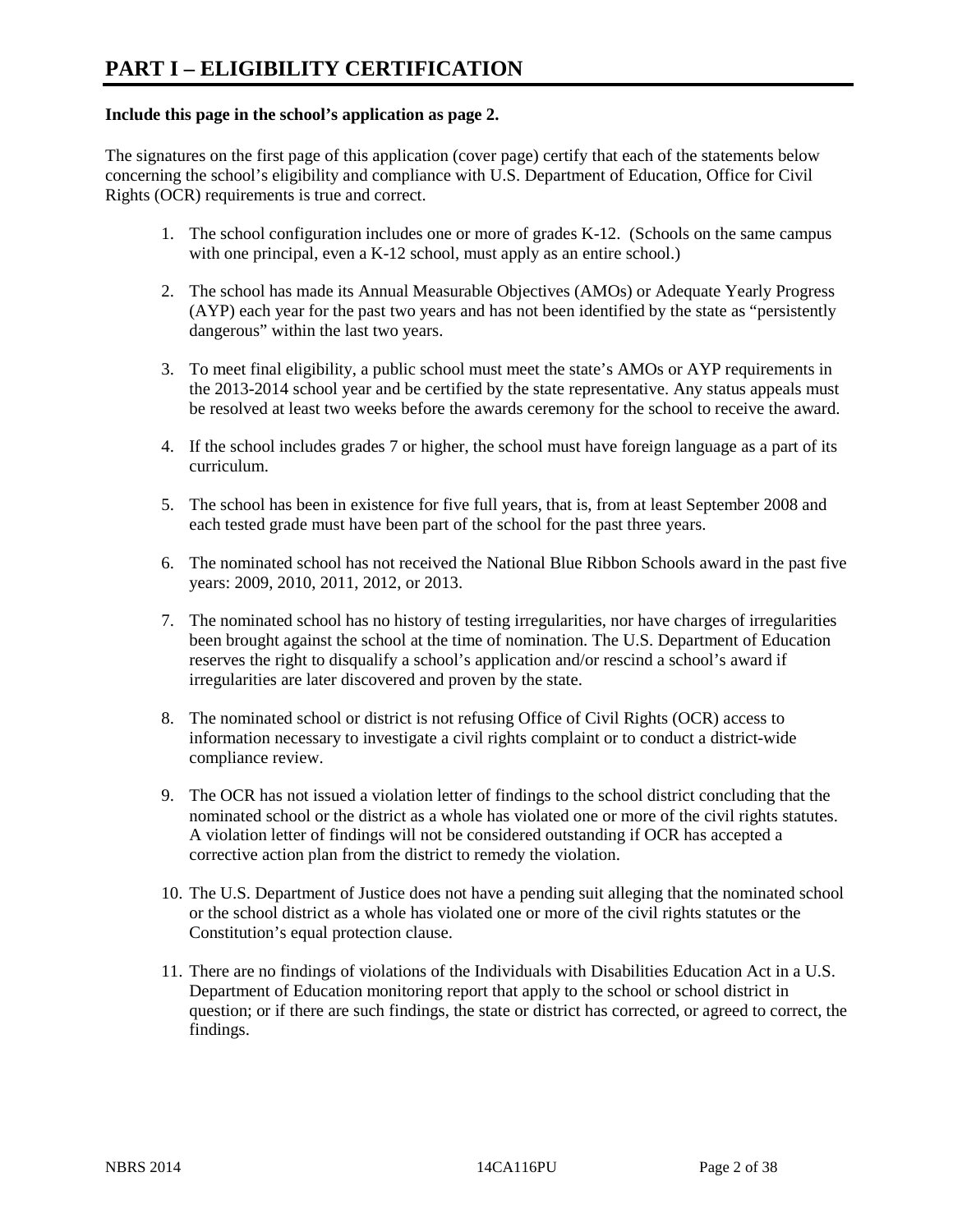# PART I – ELIGIBILITY CERTIFICATION

**Include this page in the school's application as page 2.**

The signatures on the first page of this application (cover page) certify that each of the statements below concerning the school's eligibility and compliance with U.S. Department of Education, Office for Civil Rights (OCR) requirements is true and correct.

1. The school configuration includes one or more of grades K-12. (Schools on the same campus with one principal, even a K-12 school, must apply as an entire school.)

2. The school has made its Annual Measurable Objectives (AMOs) or Adequate Yearly Progress (AYP) each year for the past two years and has not been identified by the state as "persistently dangerous" within the last two years.

3. To meet final eligibility, a public school must meet the state's AMOs or AYP requirements in the 2013-2014 school year and be certified by the state representative. Any status appeals must be resolved at least two weeks before the awards ceremony for the school to receive the award.

4. If the school includes grades 7 or higher, the school must have foreign language as a part of its curriculum.

5. The school has been in existence for five full years, that is, from at least September 2008 and each tested grade must have been part of the school for the past three years.

6. The nominated school has not received the National Blue Ribbon Schools award in the past five years: 2009, 2010, 2011, 2012, or 2013.

7. The nominated school has no history of testing irregularities, nor have charges of irregularities been brought against the school at the time of nomination. The U.S. Department of Education reserves the right to disqualify a school's application and/or rescind a school's award if irregularities are later discovered and proven by the state.

8. The nominated school or district is not refusing Office of Civil Rights (OCR) access to information necessary to investigate a civil rights complaint or to conduct a district-wide compliance review.

9. The OCR has not issued a violation letter of findings to the school district concluding that the nominated school or the district as a whole has violated one or more of the civil rights statutes. A violation letter of findings will not be considered outstanding if OCR has accepted a corrective action plan from the district to remedy the violation.

10. The U.S. Department of Justice does not have a pending suit alleging that the nominated school or the school district as a whole has violated one or more of the civil rights statutes or the Constitution's equal protection clause.

11. There are no findings of violations of the Individuals with Disabilities Education Act in a U.S. Department of Education monitoring report that apply to the school or school district in question; or if there are such findings, the state or district has corrected, or agreed to correct, the findings.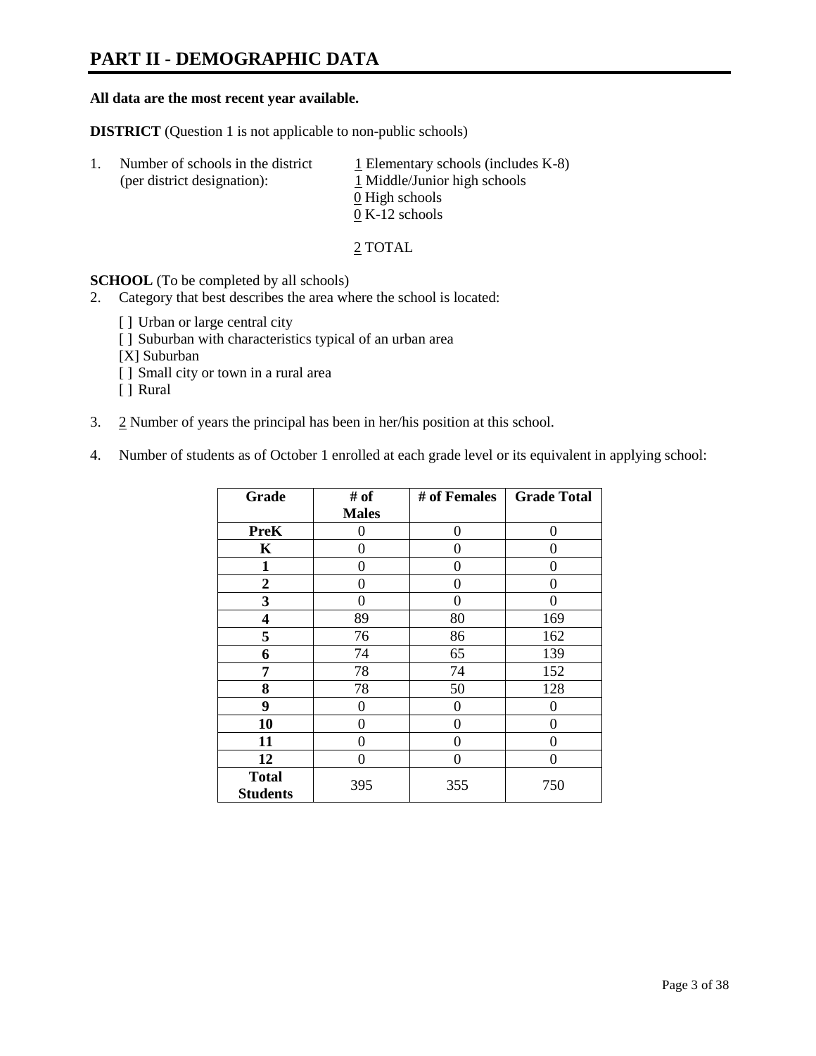# PART II - DEMOGRAPHIC DATA

**All data are the most recent year available.**

**DISTRICT** (Question 1 is not applicable to non-public schools)

1. Number of schools in the district (per district designation):
   - 1 Elementary schools (includes K-8)
   - 1 Middle/Junior high schools
   - 0 High schools
   - 0 K-12 schools

   2 TOTAL

**SCHOOL** (To be completed by all schools)

2. Category that best describes the area where the school is located:

   [ ] Urban or large central city
   [ ] Suburban with characteristics typical of an urban area
   [X] Suburban
   [ ] Small city or town in a rural area
   [ ] Rural

3. 2 Number of years the principal has been in her/his position at this school.

4. Number of students as of October 1 enrolled at each grade level or its equivalent in applying school:

| Grade | # of Males | # of Females | Grade Total |
|---|---|---|---|
| **PreK** | 0 | 0 | 0 |
| **K** | 0 | 0 | 0 |
| **1** | 0 | 0 | 0 |
| **2** | 0 | 0 | 0 |
| **3** | 0 | 0 | 0 |
| **4** | 89 | 80 | 169 |
| **5** | 76 | 86 | 162 |
| **6** | 74 | 65 | 139 |
| **7** | 78 | 74 | 152 |
| **8** | 78 | 50 | 128 |
| **9** | 0 | 0 | 0 |
| **10** | 0 | 0 | 0 |
| **11** | 0 | 0 | 0 |
| **12** | 0 | 0 | 0 |
| **Total Students** | 395 | 355 | 750 |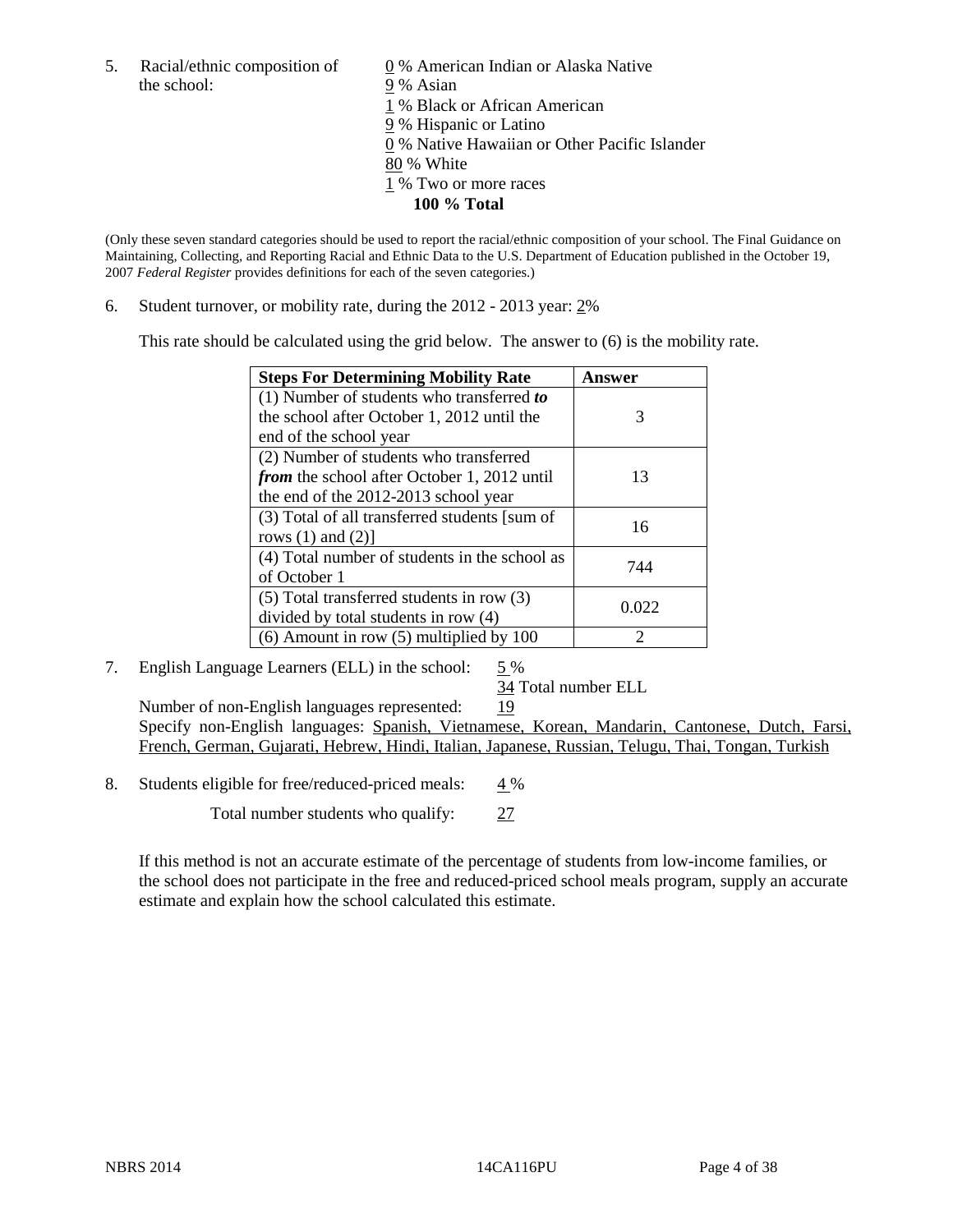5. Racial/ethnic composition of the school:

0 % American Indian or Alaska Native
9 % Asian
1 % Black or African American
9 % Hispanic or Latino
0 % Native Hawaiian or Other Pacific Islander
80 % White
1 % Two or more races
**100 % Total**

(Only these seven standard categories should be used to report the racial/ethnic composition of your school. The Final Guidance on Maintaining, Collecting, and Reporting Racial and Ethnic Data to the U.S. Department of Education published in the October 19, 2007 *Federal Register* provides definitions for each of the seven categories.)

6. Student turnover, or mobility rate, during the 2012 - 2013 year: 2%

This rate should be calculated using the grid below. The answer to (6) is the mobility rate.

| **Steps For Determining Mobility Rate** | **Answer** |
|---|---|
| (1) Number of students who transferred ***to*** the school after October 1, 2012 until the end of the school year | 3 |
| (2) Number of students who transferred ***from*** the school after October 1, 2012 until the end of the 2012-2013 school year | 13 |
| (3) Total of all transferred students [sum of rows (1) and (2)] | 16 |
| (4) Total number of students in the school as of October 1 | 744 |
| (5) Total transferred students in row (3) divided by total students in row (4) | 0.022 |
| (6) Amount in row (5) multiplied by 100 | 2 |

7. English Language Learners (ELL) in the school: 5 %

34 Total number ELL

Number of non-English languages represented: 19

Specify non-English languages: Spanish, Vietnamese, Korean, Mandarin, Cantonese, Dutch, Farsi, French, German, Gujarati, Hebrew, Hindi, Italian, Japanese, Russian, Telugu, Thai, Tongan, Turkish

8. Students eligible for free/reduced-priced meals: 4 %

Total number students who qualify: 27

If this method is not an accurate estimate of the percentage of students from low-income families, or the school does not participate in the free and reduced-priced school meals program, supply an accurate estimate and explain how the school calculated this estimate.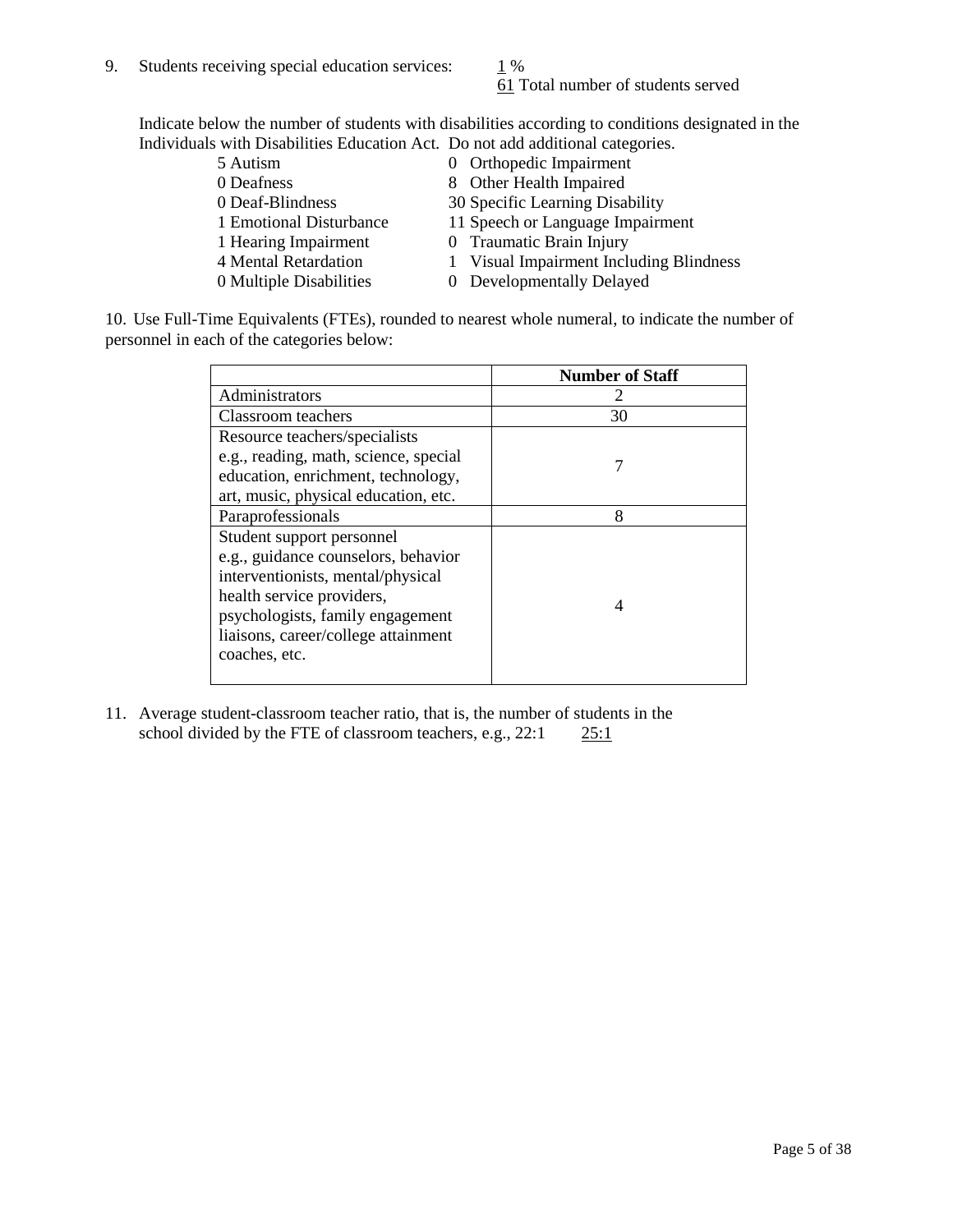9. Students receiving special education services: 1 %
   61 Total number of students served

   Indicate below the number of students with disabilities according to conditions designated in the Individuals with Disabilities Education Act. Do not add additional categories.

| | |
|---|---|
| 5 Autism | 0 Orthopedic Impairment |
| 0 Deafness | 8 Other Health Impaired |
| 0 Deaf-Blindness | 30 Specific Learning Disability |
| 1 Emotional Disturbance | 11 Speech or Language Impairment |
| 1 Hearing Impairment | 0 Traumatic Brain Injury |
| 4 Mental Retardation | 1 Visual Impairment Including Blindness |
| 0 Multiple Disabilities | 0 Developmentally Delayed |

10. Use Full-Time Equivalents (FTEs), rounded to nearest whole numeral, to indicate the number of personnel in each of the categories below:

| | Number of Staff |
|---|---|
| Administrators | 2 |
| Classroom teachers | 30 |
| Resource teachers/specialists e.g., reading, math, science, special education, enrichment, technology, art, music, physical education, etc. | 7 |
| Paraprofessionals | 8 |
| Student support personnel e.g., guidance counselors, behavior interventionists, mental/physical health service providers, psychologists, family engagement liaisons, career/college attainment coaches, etc. | 4 |

11. Average student-classroom teacher ratio, that is, the number of students in the school divided by the FTE of classroom teachers, e.g., 22:1 25:1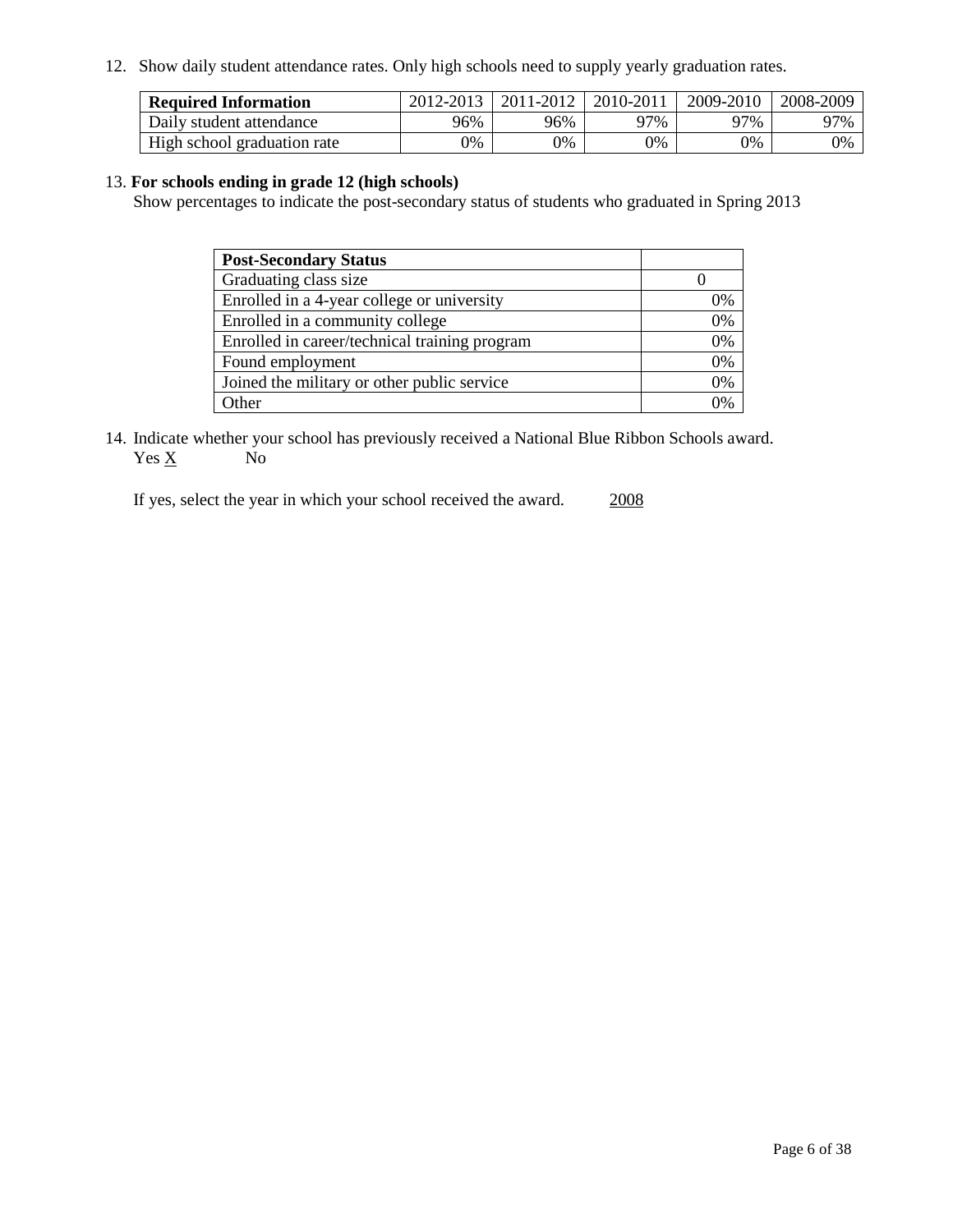12. Show daily student attendance rates. Only high schools need to supply yearly graduation rates.

| **Required Information** | 2012-2013 | 2011-2012 | 2010-2011 | 2009-2010 | 2008-2009 |
|---|---|---|---|---|---|
| Daily student attendance | 96% | 96% | 97% | 97% | 97% |
| High school graduation rate | 0% | 0% | 0% | 0% | 0% |

13. **For schools ending in grade 12 (high schools)**
Show percentages to indicate the post-secondary status of students who graduated in Spring 2013

| **Post-Secondary Status** | |
|---|---|
| Graduating class size | 0 |
| Enrolled in a 4-year college or university | 0% |
| Enrolled in a community college | 0% |
| Enrolled in career/technical training program | 0% |
| Found employment | 0% |
| Joined the military or other public service | 0% |
| Other | 0% |

14. Indicate whether your school has previously received a National Blue Ribbon Schools award.
Yes X No

If yes, select the year in which your school received the award. 2008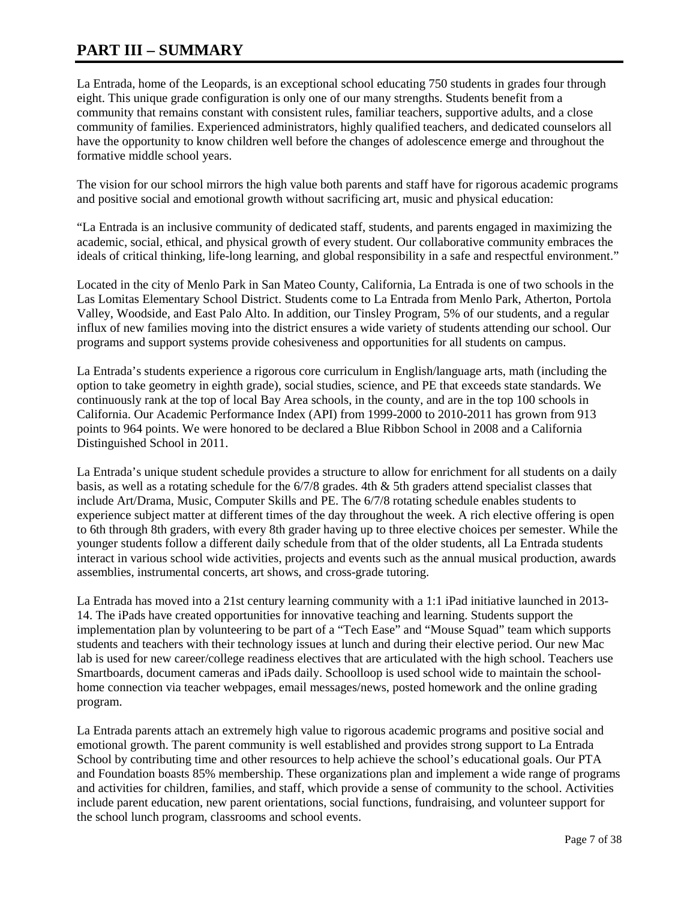# PART III – SUMMARY

La Entrada, home of the Leopards, is an exceptional school educating 750 students in grades four through eight. This unique grade configuration is only one of our many strengths. Students benefit from a community that remains constant with consistent rules, familiar teachers, supportive adults, and a close community of families. Experienced administrators, highly qualified teachers, and dedicated counselors all have the opportunity to know children well before the changes of adolescence emerge and throughout the formative middle school years.

The vision for our school mirrors the high value both parents and staff have for rigorous academic programs and positive social and emotional growth without sacrificing art, music and physical education:

"La Entrada is an inclusive community of dedicated staff, students, and parents engaged in maximizing the academic, social, ethical, and physical growth of every student. Our collaborative community embraces the ideals of critical thinking, life-long learning, and global responsibility in a safe and respectful environment."

Located in the city of Menlo Park in San Mateo County, California, La Entrada is one of two schools in the Las Lomitas Elementary School District. Students come to La Entrada from Menlo Park, Atherton, Portola Valley, Woodside, and East Palo Alto. In addition, our Tinsley Program, 5% of our students, and a regular influx of new families moving into the district ensures a wide variety of students attending our school. Our programs and support systems provide cohesiveness and opportunities for all students on campus.

La Entrada's students experience a rigorous core curriculum in English/language arts, math (including the option to take geometry in eighth grade), social studies, science, and PE that exceeds state standards. We continuously rank at the top of local Bay Area schools, in the county, and are in the top 100 schools in California. Our Academic Performance Index (API) from 1999-2000 to 2010-2011 has grown from 913 points to 964 points. We were honored to be declared a Blue Ribbon School in 2008 and a California Distinguished School in 2011.

La Entrada's unique student schedule provides a structure to allow for enrichment for all students on a daily basis, as well as a rotating schedule for the 6/7/8 grades. 4th & 5th graders attend specialist classes that include Art/Drama, Music, Computer Skills and PE. The 6/7/8 rotating schedule enables students to experience subject matter at different times of the day throughout the week. A rich elective offering is open to 6th through 8th graders, with every 8th grader having up to three elective choices per semester. While the younger students follow a different daily schedule from that of the older students, all La Entrada students interact in various school wide activities, projects and events such as the annual musical production, awards assemblies, instrumental concerts, art shows, and cross-grade tutoring.

La Entrada has moved into a 21st century learning community with a 1:1 iPad initiative launched in 2013-14. The iPads have created opportunities for innovative teaching and learning. Students support the implementation plan by volunteering to be part of a "Tech Ease" and "Mouse Squad" team which supports students and teachers with their technology issues at lunch and during their elective period. Our new Mac lab is used for new career/college readiness electives that are articulated with the high school. Teachers use Smartboards, document cameras and iPads daily. Schoolloop is used school wide to maintain the school-home connection via teacher webpages, email messages/news, posted homework and the online grading program.

La Entrada parents attach an extremely high value to rigorous academic programs and positive social and emotional growth. The parent community is well established and provides strong support to La Entrada School by contributing time and other resources to help achieve the school's educational goals. Our PTA and Foundation boasts 85% membership. These organizations plan and implement a wide range of programs and activities for children, families, and staff, which provide a sense of community to the school. Activities include parent education, new parent orientations, social functions, fundraising, and volunteer support for the school lunch program, classrooms and school events.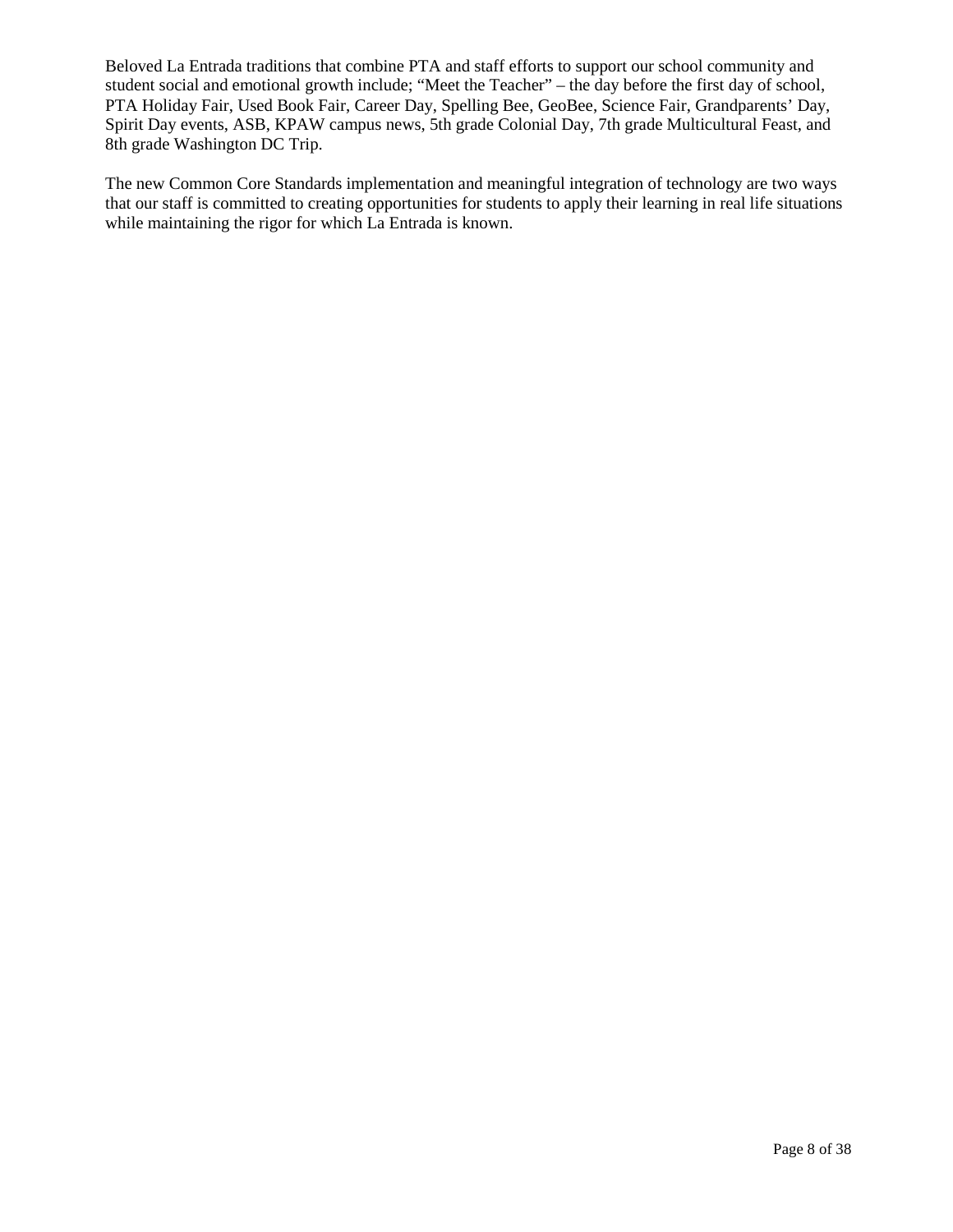Beloved La Entrada traditions that combine PTA and staff efforts to support our school community and student social and emotional growth include; “Meet the Teacher” – the day before the first day of school, PTA Holiday Fair, Used Book Fair, Career Day, Spelling Bee, GeoBee, Science Fair, Grandparents’ Day, Spirit Day events, ASB, KPAW campus news, 5th grade Colonial Day, 7th grade Multicultural Feast, and 8th grade Washington DC Trip.

The new Common Core Standards implementation and meaningful integration of technology are two ways that our staff is committed to creating opportunities for students to apply their learning in real life situations while maintaining the rigor for which La Entrada is known.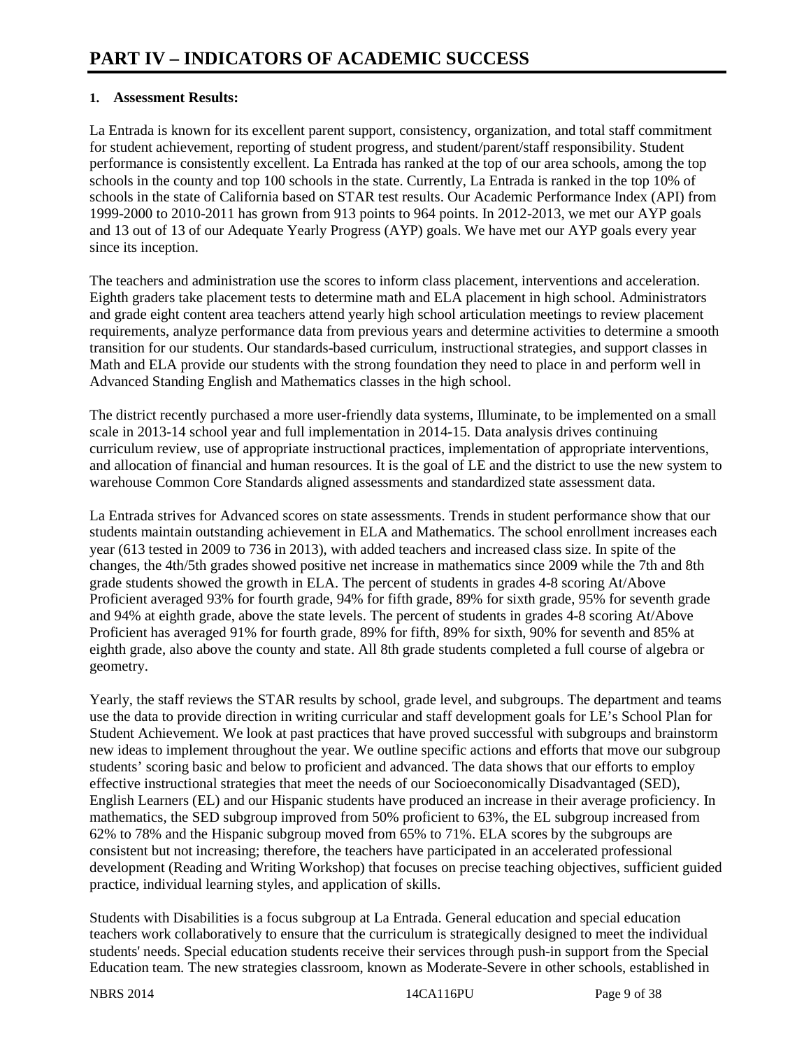# PART IV – INDICATORS OF ACADEMIC SUCCESS

**1. Assessment Results:**

La Entrada is known for its excellent parent support, consistency, organization, and total staff commitment for student achievement, reporting of student progress, and student/parent/staff responsibility. Student performance is consistently excellent. La Entrada has ranked at the top of our area schools, among the top schools in the county and top 100 schools in the state. Currently, La Entrada is ranked in the top 10% of schools in the state of California based on STAR test results. Our Academic Performance Index (API) from 1999-2000 to 2010-2011 has grown from 913 points to 964 points. In 2012-2013, we met our AYP goals and 13 out of 13 of our Adequate Yearly Progress (AYP) goals. We have met our AYP goals every year since its inception.

The teachers and administration use the scores to inform class placement, interventions and acceleration. Eighth graders take placement tests to determine math and ELA placement in high school. Administrators and grade eight content area teachers attend yearly high school articulation meetings to review placement requirements, analyze performance data from previous years and determine activities to determine a smooth transition for our students. Our standards-based curriculum, instructional strategies, and support classes in Math and ELA provide our students with the strong foundation they need to place in and perform well in Advanced Standing English and Mathematics classes in the high school.

The district recently purchased a more user-friendly data systems, Illuminate, to be implemented on a small scale in 2013-14 school year and full implementation in 2014-15. Data analysis drives continuing curriculum review, use of appropriate instructional practices, implementation of appropriate interventions, and allocation of financial and human resources. It is the goal of LE and the district to use the new system to warehouse Common Core Standards aligned assessments and standardized state assessment data.

La Entrada strives for Advanced scores on state assessments. Trends in student performance show that our students maintain outstanding achievement in ELA and Mathematics. The school enrollment increases each year (613 tested in 2009 to 736 in 2013), with added teachers and increased class size. In spite of the changes, the 4th/5th grades showed positive net increase in mathematics since 2009 while the 7th and 8th grade students showed the growth in ELA. The percent of students in grades 4-8 scoring At/Above Proficient averaged 93% for fourth grade, 94% for fifth grade, 89% for sixth grade, 95% for seventh grade and 94% at eighth grade, above the state levels. The percent of students in grades 4-8 scoring At/Above Proficient has averaged 91% for fourth grade, 89% for fifth, 89% for sixth, 90% for seventh and 85% at eighth grade, also above the county and state. All 8th grade students completed a full course of algebra or geometry.

Yearly, the staff reviews the STAR results by school, grade level, and subgroups. The department and teams use the data to provide direction in writing curricular and staff development goals for LE's School Plan for Student Achievement. We look at past practices that have proved successful with subgroups and brainstorm new ideas to implement throughout the year. We outline specific actions and efforts that move our subgroup students' scoring basic and below to proficient and advanced. The data shows that our efforts to employ effective instructional strategies that meet the needs of our Socioeconomically Disadvantaged (SED), English Learners (EL) and our Hispanic students have produced an increase in their average proficiency. In mathematics, the SED subgroup improved from 50% proficient to 63%, the EL subgroup increased from 62% to 78% and the Hispanic subgroup moved from 65% to 71%. ELA scores by the subgroups are consistent but not increasing; therefore, the teachers have participated in an accelerated professional development (Reading and Writing Workshop) that focuses on precise teaching objectives, sufficient guided practice, individual learning styles, and application of skills.

Students with Disabilities is a focus subgroup at La Entrada. General education and special education teachers work collaboratively to ensure that the curriculum is strategically designed to meet the individual students' needs. Special education students receive their services through push-in support from the Special Education team. The new strategies classroom, known as Moderate-Severe in other schools, established in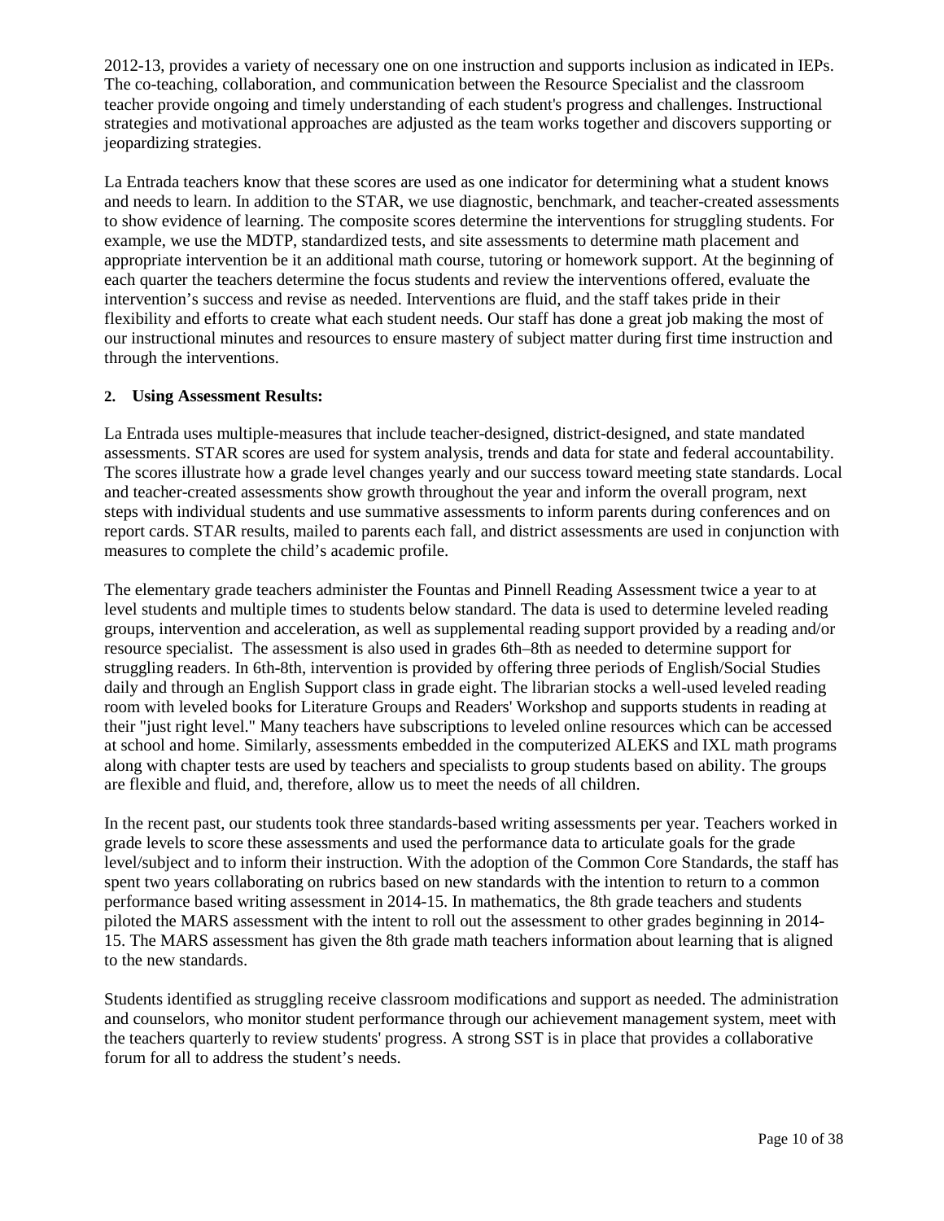2012-13, provides a variety of necessary one on one instruction and supports inclusion as indicated in IEPs. The co-teaching, collaboration, and communication between the Resource Specialist and the classroom teacher provide ongoing and timely understanding of each student's progress and challenges. Instructional strategies and motivational approaches are adjusted as the team works together and discovers supporting or jeopardizing strategies.

La Entrada teachers know that these scores are used as one indicator for determining what a student knows and needs to learn. In addition to the STAR, we use diagnostic, benchmark, and teacher-created assessments to show evidence of learning. The composite scores determine the interventions for struggling students. For example, we use the MDTP, standardized tests, and site assessments to determine math placement and appropriate intervention be it an additional math course, tutoring or homework support. At the beginning of each quarter the teachers determine the focus students and review the interventions offered, evaluate the intervention's success and revise as needed. Interventions are fluid, and the staff takes pride in their flexibility and efforts to create what each student needs. Our staff has done a great job making the most of our instructional minutes and resources to ensure mastery of subject matter during first time instruction and through the interventions.

**2. Using Assessment Results:**

La Entrada uses multiple-measures that include teacher-designed, district-designed, and state mandated assessments. STAR scores are used for system analysis, trends and data for state and federal accountability. The scores illustrate how a grade level changes yearly and our success toward meeting state standards. Local and teacher-created assessments show growth throughout the year and inform the overall program, next steps with individual students and use summative assessments to inform parents during conferences and on report cards. STAR results, mailed to parents each fall, and district assessments are used in conjunction with measures to complete the child's academic profile.

The elementary grade teachers administer the Fountas and Pinnell Reading Assessment twice a year to at level students and multiple times to students below standard. The data is used to determine leveled reading groups, intervention and acceleration, as well as supplemental reading support provided by a reading and/or resource specialist. The assessment is also used in grades 6th–8th as needed to determine support for struggling readers. In 6th-8th, intervention is provided by offering three periods of English/Social Studies daily and through an English Support class in grade eight. The librarian stocks a well-used leveled reading room with leveled books for Literature Groups and Readers' Workshop and supports students in reading at their "just right level." Many teachers have subscriptions to leveled online resources which can be accessed at school and home. Similarly, assessments embedded in the computerized ALEKS and IXL math programs along with chapter tests are used by teachers and specialists to group students based on ability. The groups are flexible and fluid, and, therefore, allow us to meet the needs of all children.

In the recent past, our students took three standards-based writing assessments per year. Teachers worked in grade levels to score these assessments and used the performance data to articulate goals for the grade level/subject and to inform their instruction. With the adoption of the Common Core Standards, the staff has spent two years collaborating on rubrics based on new standards with the intention to return to a common performance based writing assessment in 2014-15. In mathematics, the 8th grade teachers and students piloted the MARS assessment with the intent to roll out the assessment to other grades beginning in 2014-15. The MARS assessment has given the 8th grade math teachers information about learning that is aligned to the new standards.

Students identified as struggling receive classroom modifications and support as needed. The administration and counselors, who monitor student performance through our achievement management system, meet with the teachers quarterly to review students' progress. A strong SST is in place that provides a collaborative forum for all to address the student's needs.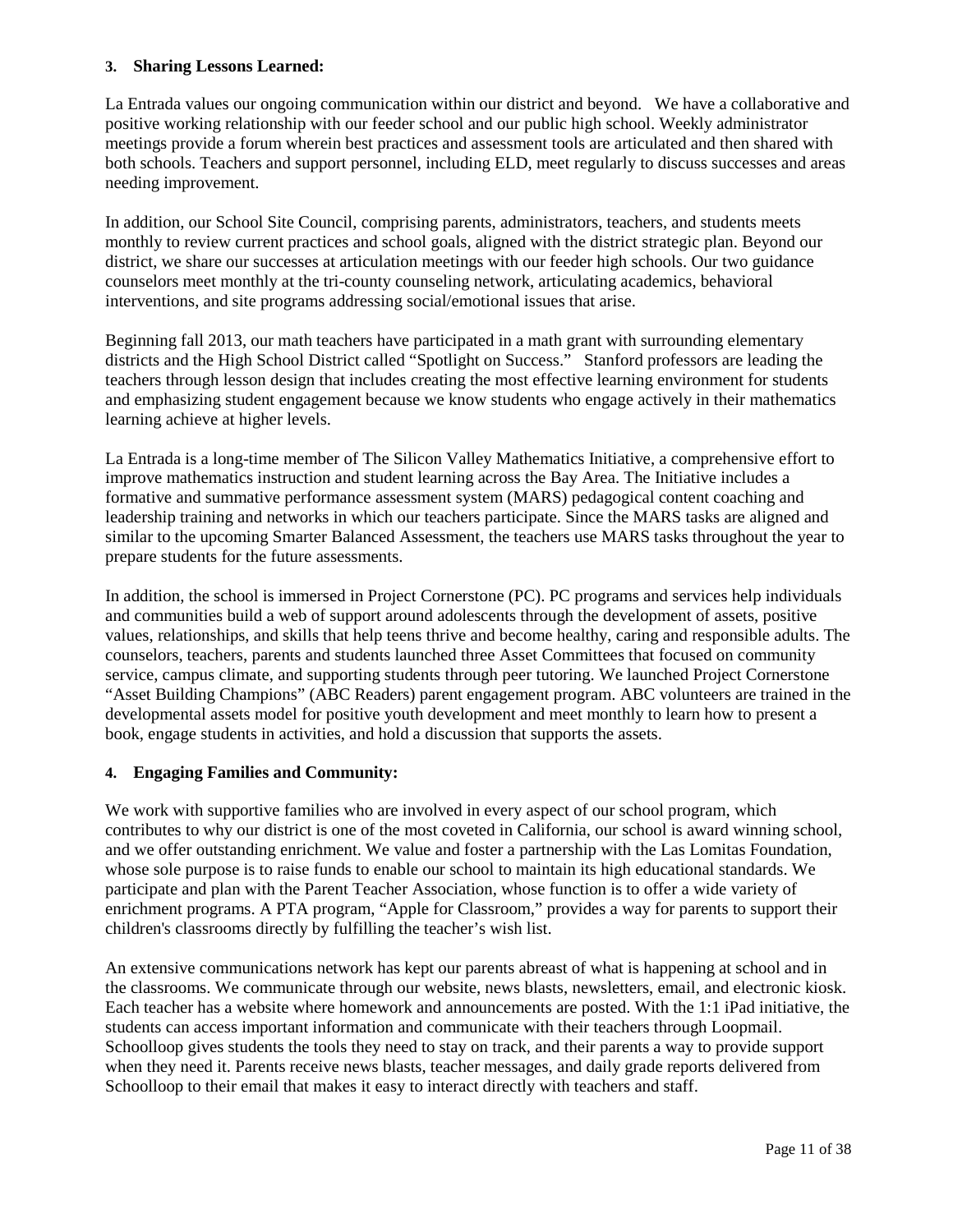### 3. Sharing Lessons Learned:

La Entrada values our ongoing communication within our district and beyond. We have a collaborative and positive working relationship with our feeder school and our public high school. Weekly administrator meetings provide a forum wherein best practices and assessment tools are articulated and then shared with both schools. Teachers and support personnel, including ELD, meet regularly to discuss successes and areas needing improvement.

In addition, our School Site Council, comprising parents, administrators, teachers, and students meets monthly to review current practices and school goals, aligned with the district strategic plan. Beyond our district, we share our successes at articulation meetings with our feeder high schools. Our two guidance counselors meet monthly at the tri-county counseling network, articulating academics, behavioral interventions, and site programs addressing social/emotional issues that arise.

Beginning fall 2013, our math teachers have participated in a math grant with surrounding elementary districts and the High School District called "Spotlight on Success." Stanford professors are leading the teachers through lesson design that includes creating the most effective learning environment for students and emphasizing student engagement because we know students who engage actively in their mathematics learning achieve at higher levels.

La Entrada is a long-time member of The Silicon Valley Mathematics Initiative, a comprehensive effort to improve mathematics instruction and student learning across the Bay Area. The Initiative includes a formative and summative performance assessment system (MARS) pedagogical content coaching and leadership training and networks in which our teachers participate. Since the MARS tasks are aligned and similar to the upcoming Smarter Balanced Assessment, the teachers use MARS tasks throughout the year to prepare students for the future assessments.

In addition, the school is immersed in Project Cornerstone (PC). PC programs and services help individuals and communities build a web of support around adolescents through the development of assets, positive values, relationships, and skills that help teens thrive and become healthy, caring and responsible adults. The counselors, teachers, parents and students launched three Asset Committees that focused on community service, campus climate, and supporting students through peer tutoring. We launched Project Cornerstone "Asset Building Champions" (ABC Readers) parent engagement program. ABC volunteers are trained in the developmental assets model for positive youth development and meet monthly to learn how to present a book, engage students in activities, and hold a discussion that supports the assets.

### 4. Engaging Families and Community:

We work with supportive families who are involved in every aspect of our school program, which contributes to why our district is one of the most coveted in California, our school is award winning school, and we offer outstanding enrichment. We value and foster a partnership with the Las Lomitas Foundation, whose sole purpose is to raise funds to enable our school to maintain its high educational standards. We participate and plan with the Parent Teacher Association, whose function is to offer a wide variety of enrichment programs. A PTA program, "Apple for Classroom," provides a way for parents to support their children's classrooms directly by fulfilling the teacher's wish list.

An extensive communications network has kept our parents abreast of what is happening at school and in the classrooms. We communicate through our website, news blasts, newsletters, email, and electronic kiosk. Each teacher has a website where homework and announcements are posted. With the 1:1 iPad initiative, the students can access important information and communicate with their teachers through Loopmail. Schoolloop gives students the tools they need to stay on track, and their parents a way to provide support when they need it. Parents receive news blasts, teacher messages, and daily grade reports delivered from Schoolloop to their email that makes it easy to interact directly with teachers and staff.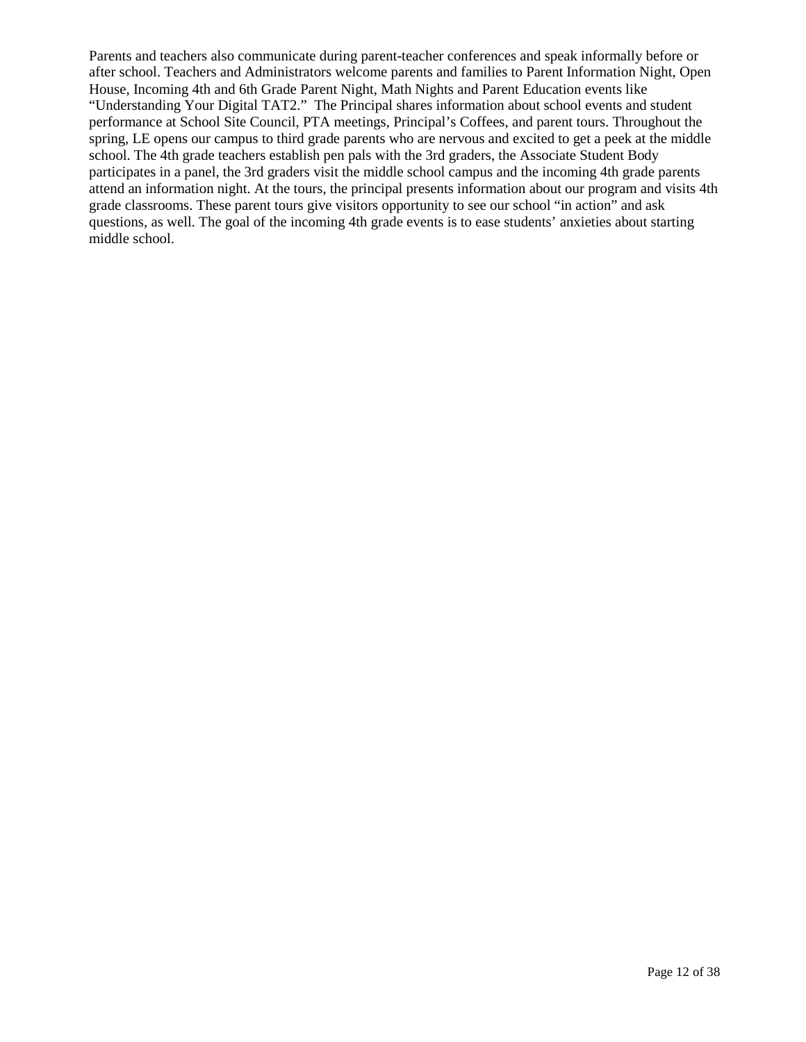Parents and teachers also communicate during parent-teacher conferences and speak informally before or after school. Teachers and Administrators welcome parents and families to Parent Information Night, Open House, Incoming 4th and 6th Grade Parent Night, Math Nights and Parent Education events like "Understanding Your Digital TAT2." The Principal shares information about school events and student performance at School Site Council, PTA meetings, Principal's Coffees, and parent tours. Throughout the spring, LE opens our campus to third grade parents who are nervous and excited to get a peek at the middle school. The 4th grade teachers establish pen pals with the 3rd graders, the Associate Student Body participates in a panel, the 3rd graders visit the middle school campus and the incoming 4th grade parents attend an information night. At the tours, the principal presents information about our program and visits 4th grade classrooms. These parent tours give visitors opportunity to see our school "in action" and ask questions, as well. The goal of the incoming 4th grade events is to ease students' anxieties about starting middle school.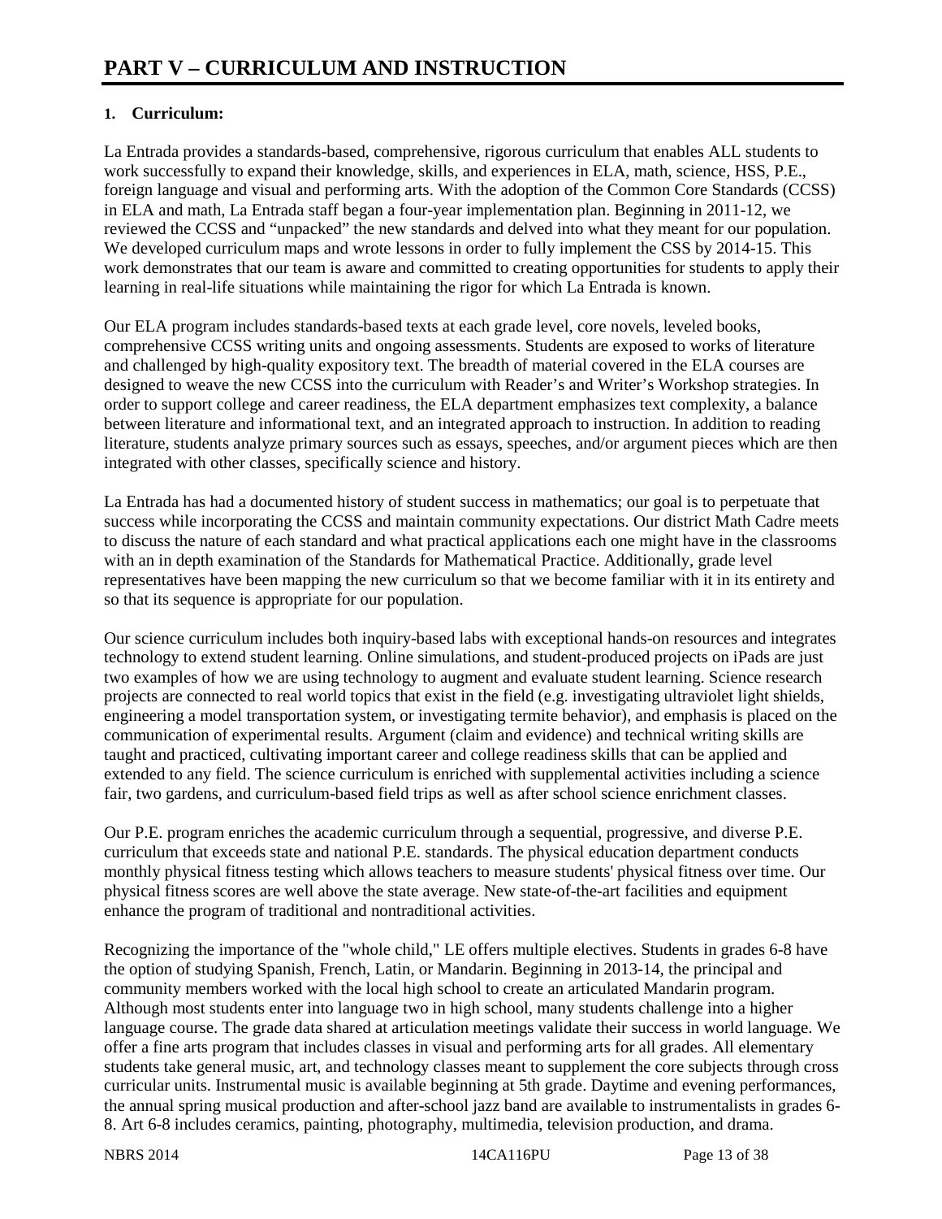# PART V – CURRICULUM AND INSTRUCTION

**1. Curriculum:**

La Entrada provides a standards-based, comprehensive, rigorous curriculum that enables ALL students to work successfully to expand their knowledge, skills, and experiences in ELA, math, science, HSS, P.E., foreign language and visual and performing arts. With the adoption of the Common Core Standards (CCSS) in ELA and math, La Entrada staff began a four-year implementation plan. Beginning in 2011-12, we reviewed the CCSS and "unpacked" the new standards and delved into what they meant for our population. We developed curriculum maps and wrote lessons in order to fully implement the CSS by 2014-15. This work demonstrates that our team is aware and committed to creating opportunities for students to apply their learning in real-life situations while maintaining the rigor for which La Entrada is known.

Our ELA program includes standards-based texts at each grade level, core novels, leveled books, comprehensive CCSS writing units and ongoing assessments. Students are exposed to works of literature and challenged by high-quality expository text. The breadth of material covered in the ELA courses are designed to weave the new CCSS into the curriculum with Reader's and Writer's Workshop strategies. In order to support college and career readiness, the ELA department emphasizes text complexity, a balance between literature and informational text, and an integrated approach to instruction. In addition to reading literature, students analyze primary sources such as essays, speeches, and/or argument pieces which are then integrated with other classes, specifically science and history.

La Entrada has had a documented history of student success in mathematics; our goal is to perpetuate that success while incorporating the CCSS and maintain community expectations. Our district Math Cadre meets to discuss the nature of each standard and what practical applications each one might have in the classrooms with an in depth examination of the Standards for Mathematical Practice. Additionally, grade level representatives have been mapping the new curriculum so that we become familiar with it in its entirety and so that its sequence is appropriate for our population.

Our science curriculum includes both inquiry-based labs with exceptional hands-on resources and integrates technology to extend student learning. Online simulations, and student-produced projects on iPads are just two examples of how we are using technology to augment and evaluate student learning. Science research projects are connected to real world topics that exist in the field (e.g. investigating ultraviolet light shields, engineering a model transportation system, or investigating termite behavior), and emphasis is placed on the communication of experimental results. Argument (claim and evidence) and technical writing skills are taught and practiced, cultivating important career and college readiness skills that can be applied and extended to any field. The science curriculum is enriched with supplemental activities including a science fair, two gardens, and curriculum-based field trips as well as after school science enrichment classes.

Our P.E. program enriches the academic curriculum through a sequential, progressive, and diverse P.E. curriculum that exceeds state and national P.E. standards. The physical education department conducts monthly physical fitness testing which allows teachers to measure students' physical fitness over time. Our physical fitness scores are well above the state average. New state-of-the-art facilities and equipment enhance the program of traditional and nontraditional activities.

Recognizing the importance of the "whole child," LE offers multiple electives. Students in grades 6-8 have the option of studying Spanish, French, Latin, or Mandarin. Beginning in 2013-14, the principal and community members worked with the local high school to create an articulated Mandarin program. Although most students enter into language two in high school, many students challenge into a higher language course. The grade data shared at articulation meetings validate their success in world language. We offer a fine arts program that includes classes in visual and performing arts for all grades. All elementary students take general music, art, and technology classes meant to supplement the core subjects through cross curricular units. Instrumental music is available beginning at 5th grade. Daytime and evening performances, the annual spring musical production and after-school jazz band are available to instrumentalists in grades 6-8. Art 6-8 includes ceramics, painting, photography, multimedia, television production, and drama.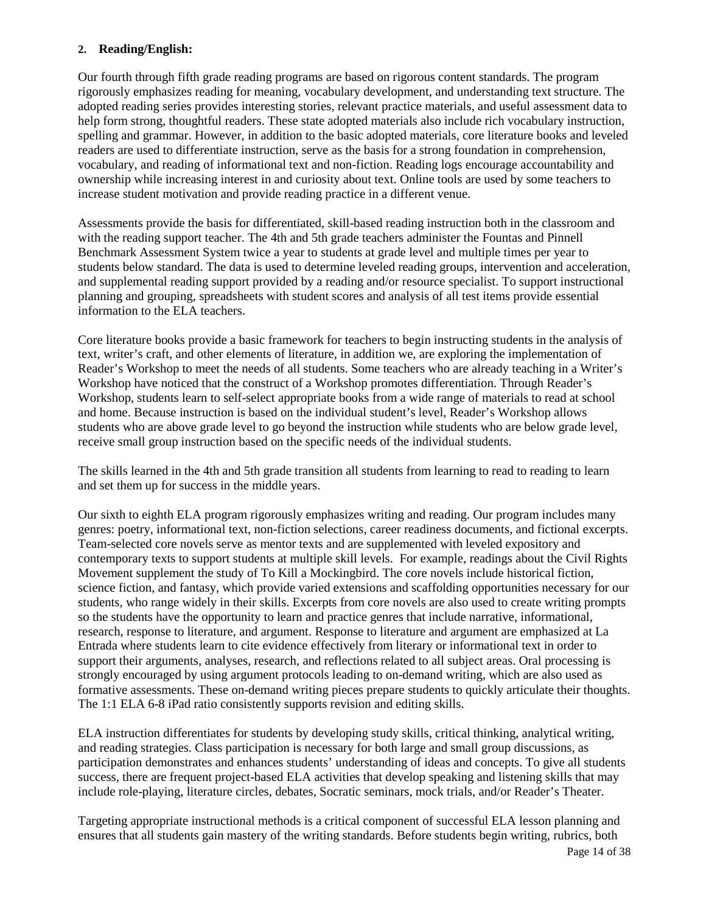**2. Reading/English:**

Our fourth through fifth grade reading programs are based on rigorous content standards. The program rigorously emphasizes reading for meaning, vocabulary development, and understanding text structure. The adopted reading series provides interesting stories, relevant practice materials, and useful assessment data to help form strong, thoughtful readers. These state adopted materials also include rich vocabulary instruction, spelling and grammar. However, in addition to the basic adopted materials, core literature books and leveled readers are used to differentiate instruction, serve as the basis for a strong foundation in comprehension, vocabulary, and reading of informational text and non-fiction. Reading logs encourage accountability and ownership while increasing interest in and curiosity about text. Online tools are used by some teachers to increase student motivation and provide reading practice in a different venue.

Assessments provide the basis for differentiated, skill-based reading instruction both in the classroom and with the reading support teacher. The 4th and 5th grade teachers administer the Fountas and Pinnell Benchmark Assessment System twice a year to students at grade level and multiple times per year to students below standard. The data is used to determine leveled reading groups, intervention and acceleration, and supplemental reading support provided by a reading and/or resource specialist. To support instructional planning and grouping, spreadsheets with student scores and analysis of all test items provide essential information to the ELA teachers.

Core literature books provide a basic framework for teachers to begin instructing students in the analysis of text, writer's craft, and other elements of literature, in addition we, are exploring the implementation of Reader's Workshop to meet the needs of all students. Some teachers who are already teaching in a Writer's Workshop have noticed that the construct of a Workshop promotes differentiation. Through Reader's Workshop, students learn to self-select appropriate books from a wide range of materials to read at school and home. Because instruction is based on the individual student's level, Reader's Workshop allows students who are above grade level to go beyond the instruction while students who are below grade level, receive small group instruction based on the specific needs of the individual students.

The skills learned in the 4th and 5th grade transition all students from learning to read to reading to learn and set them up for success in the middle years.

Our sixth to eighth ELA program rigorously emphasizes writing and reading. Our program includes many genres: poetry, informational text, non-fiction selections, career readiness documents, and fictional excerpts. Team-selected core novels serve as mentor texts and are supplemented with leveled expository and contemporary texts to support students at multiple skill levels. For example, readings about the Civil Rights Movement supplement the study of To Kill a Mockingbird. The core novels include historical fiction, science fiction, and fantasy, which provide varied extensions and scaffolding opportunities necessary for our students, who range widely in their skills. Excerpts from core novels are also used to create writing prompts so the students have the opportunity to learn and practice genres that include narrative, informational, research, response to literature, and argument. Response to literature and argument are emphasized at La Entrada where students learn to cite evidence effectively from literary or informational text in order to support their arguments, analyses, research, and reflections related to all subject areas. Oral processing is strongly encouraged by using argument protocols leading to on-demand writing, which are also used as formative assessments. These on-demand writing pieces prepare students to quickly articulate their thoughts. The 1:1 ELA 6-8 iPad ratio consistently supports revision and editing skills.

ELA instruction differentiates for students by developing study skills, critical thinking, analytical writing, and reading strategies. Class participation is necessary for both large and small group discussions, as participation demonstrates and enhances students' understanding of ideas and concepts. To give all students success, there are frequent project-based ELA activities that develop speaking and listening skills that may include role-playing, literature circles, debates, Socratic seminars, mock trials, and/or Reader's Theater.

Targeting appropriate instructional methods is a critical component of successful ELA lesson planning and ensures that all students gain mastery of the writing standards. Before students begin writing, rubrics, both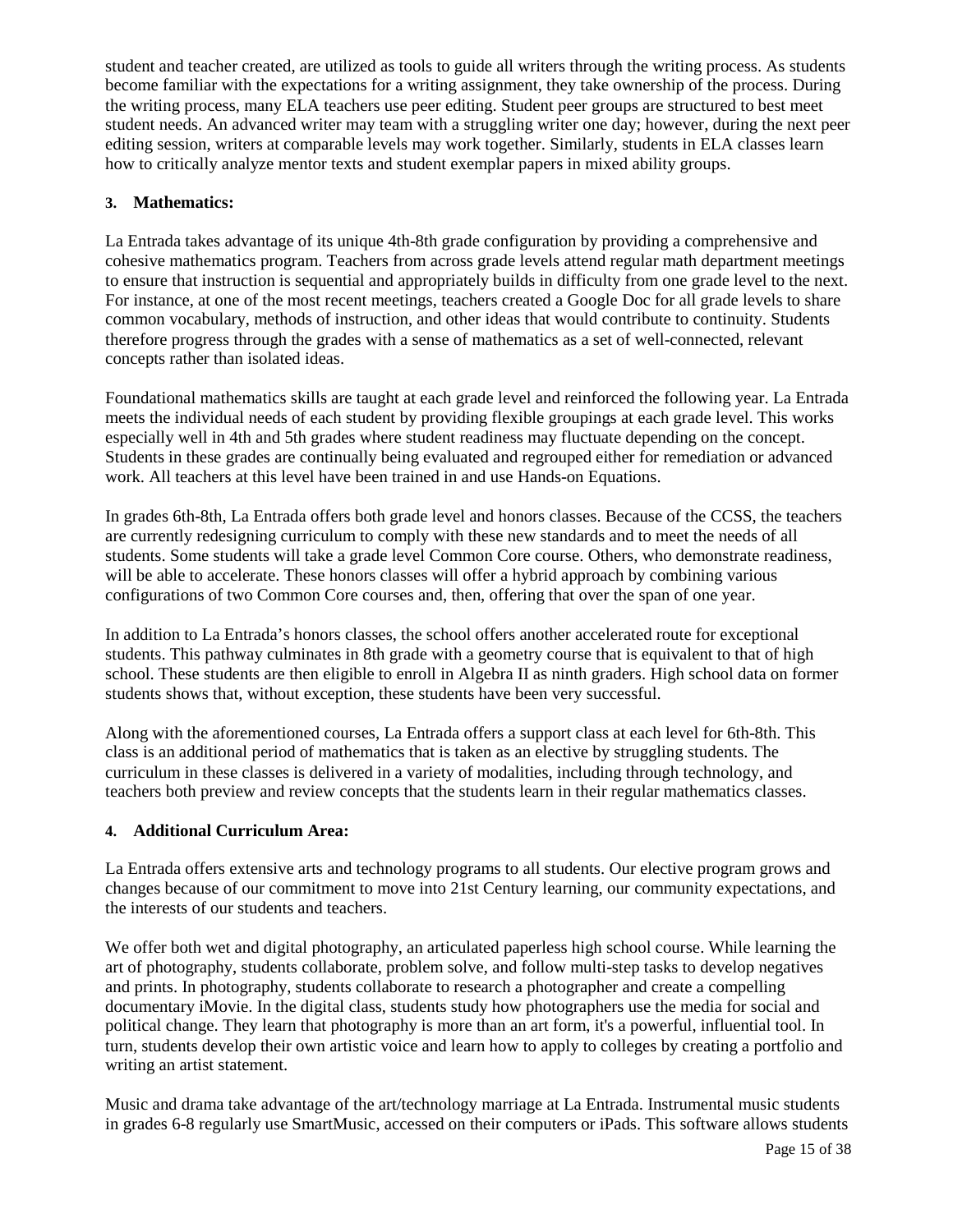student and teacher created, are utilized as tools to guide all writers through the writing process. As students become familiar with the expectations for a writing assignment, they take ownership of the process. During the writing process, many ELA teachers use peer editing. Student peer groups are structured to best meet student needs. An advanced writer may team with a struggling writer one day; however, during the next peer editing session, writers at comparable levels may work together. Similarly, students in ELA classes learn how to critically analyze mentor texts and student exemplar papers in mixed ability groups.

**3. Mathematics:**

La Entrada takes advantage of its unique 4th-8th grade configuration by providing a comprehensive and cohesive mathematics program. Teachers from across grade levels attend regular math department meetings to ensure that instruction is sequential and appropriately builds in difficulty from one grade level to the next. For instance, at one of the most recent meetings, teachers created a Google Doc for all grade levels to share common vocabulary, methods of instruction, and other ideas that would contribute to continuity. Students therefore progress through the grades with a sense of mathematics as a set of well-connected, relevant concepts rather than isolated ideas.

Foundational mathematics skills are taught at each grade level and reinforced the following year. La Entrada meets the individual needs of each student by providing flexible groupings at each grade level. This works especially well in 4th and 5th grades where student readiness may fluctuate depending on the concept. Students in these grades are continually being evaluated and regrouped either for remediation or advanced work. All teachers at this level have been trained in and use Hands-on Equations.

In grades 6th-8th, La Entrada offers both grade level and honors classes. Because of the CCSS, the teachers are currently redesigning curriculum to comply with these new standards and to meet the needs of all students. Some students will take a grade level Common Core course. Others, who demonstrate readiness, will be able to accelerate. These honors classes will offer a hybrid approach by combining various configurations of two Common Core courses and, then, offering that over the span of one year.

In addition to La Entrada's honors classes, the school offers another accelerated route for exceptional students. This pathway culminates in 8th grade with a geometry course that is equivalent to that of high school. These students are then eligible to enroll in Algebra II as ninth graders. High school data on former students shows that, without exception, these students have been very successful.

Along with the aforementioned courses, La Entrada offers a support class at each level for 6th-8th. This class is an additional period of mathematics that is taken as an elective by struggling students. The curriculum in these classes is delivered in a variety of modalities, including through technology, and teachers both preview and review concepts that the students learn in their regular mathematics classes.

**4. Additional Curriculum Area:**

La Entrada offers extensive arts and technology programs to all students. Our elective program grows and changes because of our commitment to move into 21st Century learning, our community expectations, and the interests of our students and teachers.

We offer both wet and digital photography, an articulated paperless high school course. While learning the art of photography, students collaborate, problem solve, and follow multi-step tasks to develop negatives and prints. In photography, students collaborate to research a photographer and create a compelling documentary iMovie. In the digital class, students study how photographers use the media for social and political change. They learn that photography is more than an art form, it's a powerful, influential tool. In turn, students develop their own artistic voice and learn how to apply to colleges by creating a portfolio and writing an artist statement.

Music and drama take advantage of the art/technology marriage at La Entrada. Instrumental music students in grades 6-8 regularly use SmartMusic, accessed on their computers or iPads. This software allows students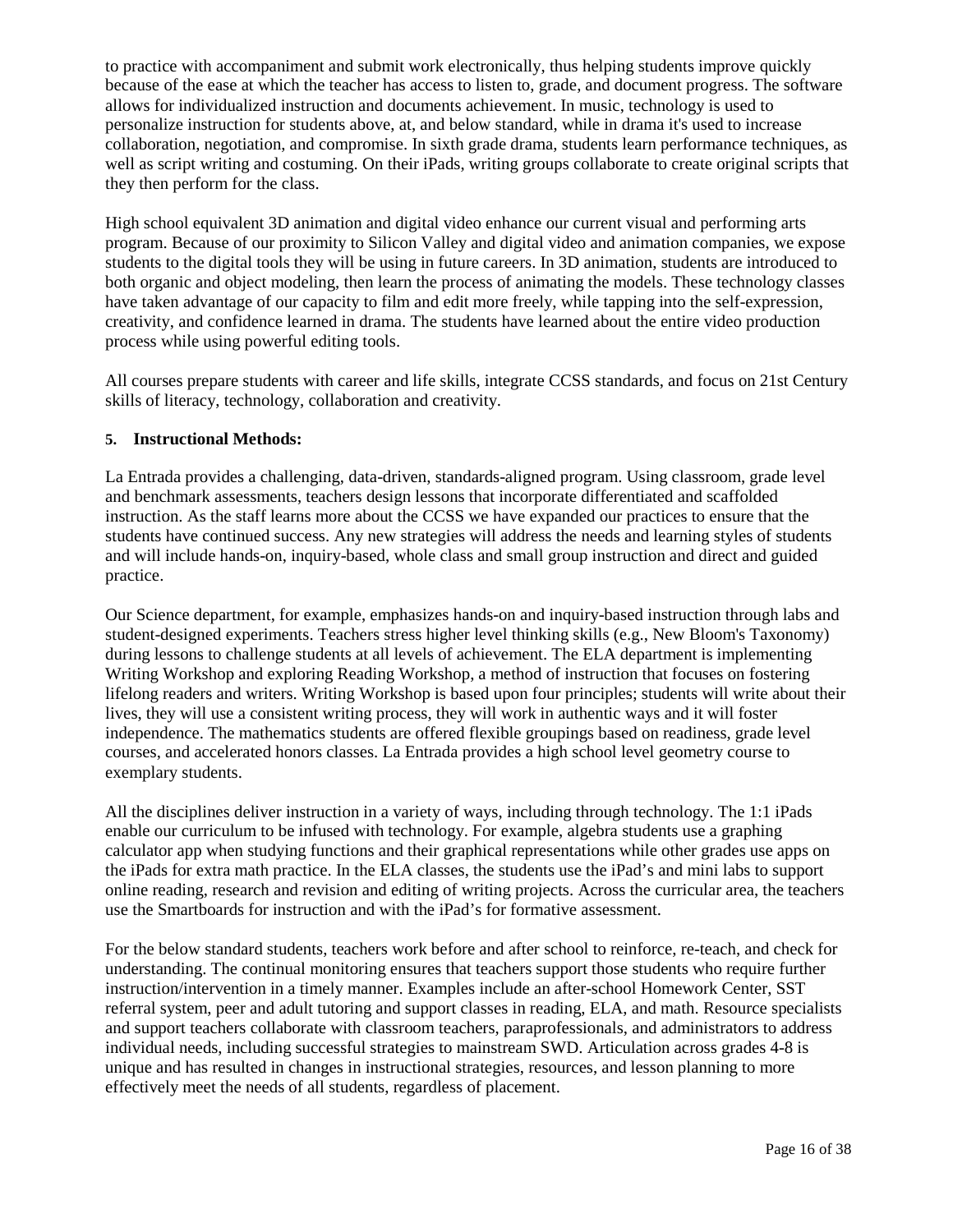to practice with accompaniment and submit work electronically, thus helping students improve quickly because of the ease at which the teacher has access to listen to, grade, and document progress. The software allows for individualized instruction and documents achievement. In music, technology is used to personalize instruction for students above, at, and below standard, while in drama it's used to increase collaboration, negotiation, and compromise. In sixth grade drama, students learn performance techniques, as well as script writing and costuming. On their iPads, writing groups collaborate to create original scripts that they then perform for the class.

High school equivalent 3D animation and digital video enhance our current visual and performing arts program. Because of our proximity to Silicon Valley and digital video and animation companies, we expose students to the digital tools they will be using in future careers. In 3D animation, students are introduced to both organic and object modeling, then learn the process of animating the models. These technology classes have taken advantage of our capacity to film and edit more freely, while tapping into the self-expression, creativity, and confidence learned in drama. The students have learned about the entire video production process while using powerful editing tools.

All courses prepare students with career and life skills, integrate CCSS standards, and focus on 21st Century skills of literacy, technology, collaboration and creativity.

**5. Instructional Methods:**

La Entrada provides a challenging, data-driven, standards-aligned program. Using classroom, grade level and benchmark assessments, teachers design lessons that incorporate differentiated and scaffolded instruction. As the staff learns more about the CCSS we have expanded our practices to ensure that the students have continued success. Any new strategies will address the needs and learning styles of students and will include hands-on, inquiry-based, whole class and small group instruction and direct and guided practice.

Our Science department, for example, emphasizes hands-on and inquiry-based instruction through labs and student-designed experiments. Teachers stress higher level thinking skills (e.g., New Bloom's Taxonomy) during lessons to challenge students at all levels of achievement. The ELA department is implementing Writing Workshop and exploring Reading Workshop, a method of instruction that focuses on fostering lifelong readers and writers. Writing Workshop is based upon four principles; students will write about their lives, they will use a consistent writing process, they will work in authentic ways and it will foster independence. The mathematics students are offered flexible groupings based on readiness, grade level courses, and accelerated honors classes. La Entrada provides a high school level geometry course to exemplary students.

All the disciplines deliver instruction in a variety of ways, including through technology. The 1:1 iPads enable our curriculum to be infused with technology. For example, algebra students use a graphing calculator app when studying functions and their graphical representations while other grades use apps on the iPads for extra math practice. In the ELA classes, the students use the iPad's and mini labs to support online reading, research and revision and editing of writing projects. Across the curricular area, the teachers use the Smartboards for instruction and with the iPad's for formative assessment.

For the below standard students, teachers work before and after school to reinforce, re-teach, and check for understanding. The continual monitoring ensures that teachers support those students who require further instruction/intervention in a timely manner. Examples include an after-school Homework Center, SST referral system, peer and adult tutoring and support classes in reading, ELA, and math. Resource specialists and support teachers collaborate with classroom teachers, paraprofessionals, and administrators to address individual needs, including successful strategies to mainstream SWD. Articulation across grades 4-8 is unique and has resulted in changes in instructional strategies, resources, and lesson planning to more effectively meet the needs of all students, regardless of placement.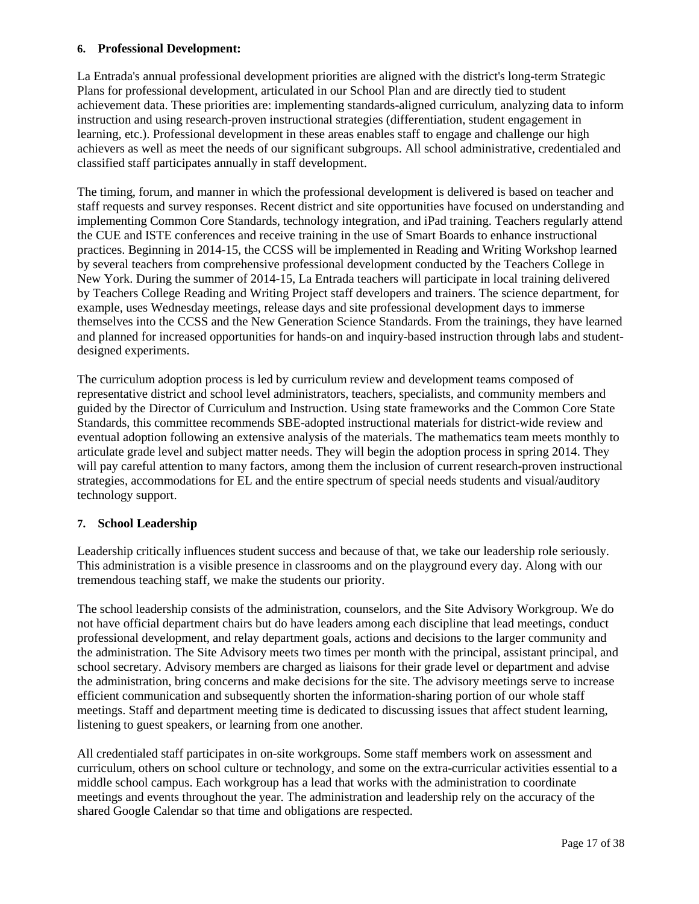**6. Professional Development:**

La Entrada's annual professional development priorities are aligned with the district's long-term Strategic Plans for professional development, articulated in our School Plan and are directly tied to student achievement data. These priorities are: implementing standards-aligned curriculum, analyzing data to inform instruction and using research-proven instructional strategies (differentiation, student engagement in learning, etc.). Professional development in these areas enables staff to engage and challenge our high achievers as well as meet the needs of our significant subgroups. All school administrative, credentialed and classified staff participates annually in staff development.

The timing, forum, and manner in which the professional development is delivered is based on teacher and staff requests and survey responses. Recent district and site opportunities have focused on understanding and implementing Common Core Standards, technology integration, and iPad training. Teachers regularly attend the CUE and ISTE conferences and receive training in the use of Smart Boards to enhance instructional practices. Beginning in 2014-15, the CCSS will be implemented in Reading and Writing Workshop learned by several teachers from comprehensive professional development conducted by the Teachers College in New York. During the summer of 2014-15, La Entrada teachers will participate in local training delivered by Teachers College Reading and Writing Project staff developers and trainers. The science department, for example, uses Wednesday meetings, release days and site professional development days to immerse themselves into the CCSS and the New Generation Science Standards. From the trainings, they have learned and planned for increased opportunities for hands-on and inquiry-based instruction through labs and student-designed experiments.

The curriculum adoption process is led by curriculum review and development teams composed of representative district and school level administrators, teachers, specialists, and community members and guided by the Director of Curriculum and Instruction. Using state frameworks and the Common Core State Standards, this committee recommends SBE-adopted instructional materials for district-wide review and eventual adoption following an extensive analysis of the materials. The mathematics team meets monthly to articulate grade level and subject matter needs. They will begin the adoption process in spring 2014. They will pay careful attention to many factors, among them the inclusion of current research-proven instructional strategies, accommodations for EL and the entire spectrum of special needs students and visual/auditory technology support.

**7. School Leadership**

Leadership critically influences student success and because of that, we take our leadership role seriously. This administration is a visible presence in classrooms and on the playground every day. Along with our tremendous teaching staff, we make the students our priority.

The school leadership consists of the administration, counselors, and the Site Advisory Workgroup. We do not have official department chairs but do have leaders among each discipline that lead meetings, conduct professional development, and relay department goals, actions and decisions to the larger community and the administration. The Site Advisory meets two times per month with the principal, assistant principal, and school secretary. Advisory members are charged as liaisons for their grade level or department and advise the administration, bring concerns and make decisions for the site. The advisory meetings serve to increase efficient communication and subsequently shorten the information-sharing portion of our whole staff meetings. Staff and department meeting time is dedicated to discussing issues that affect student learning, listening to guest speakers, or learning from one another.

All credentialed staff participates in on-site workgroups. Some staff members work on assessment and curriculum, others on school culture or technology, and some on the extra-curricular activities essential to a middle school campus. Each workgroup has a lead that works with the administration to coordinate meetings and events throughout the year. The administration and leadership rely on the accuracy of the shared Google Calendar so that time and obligations are respected.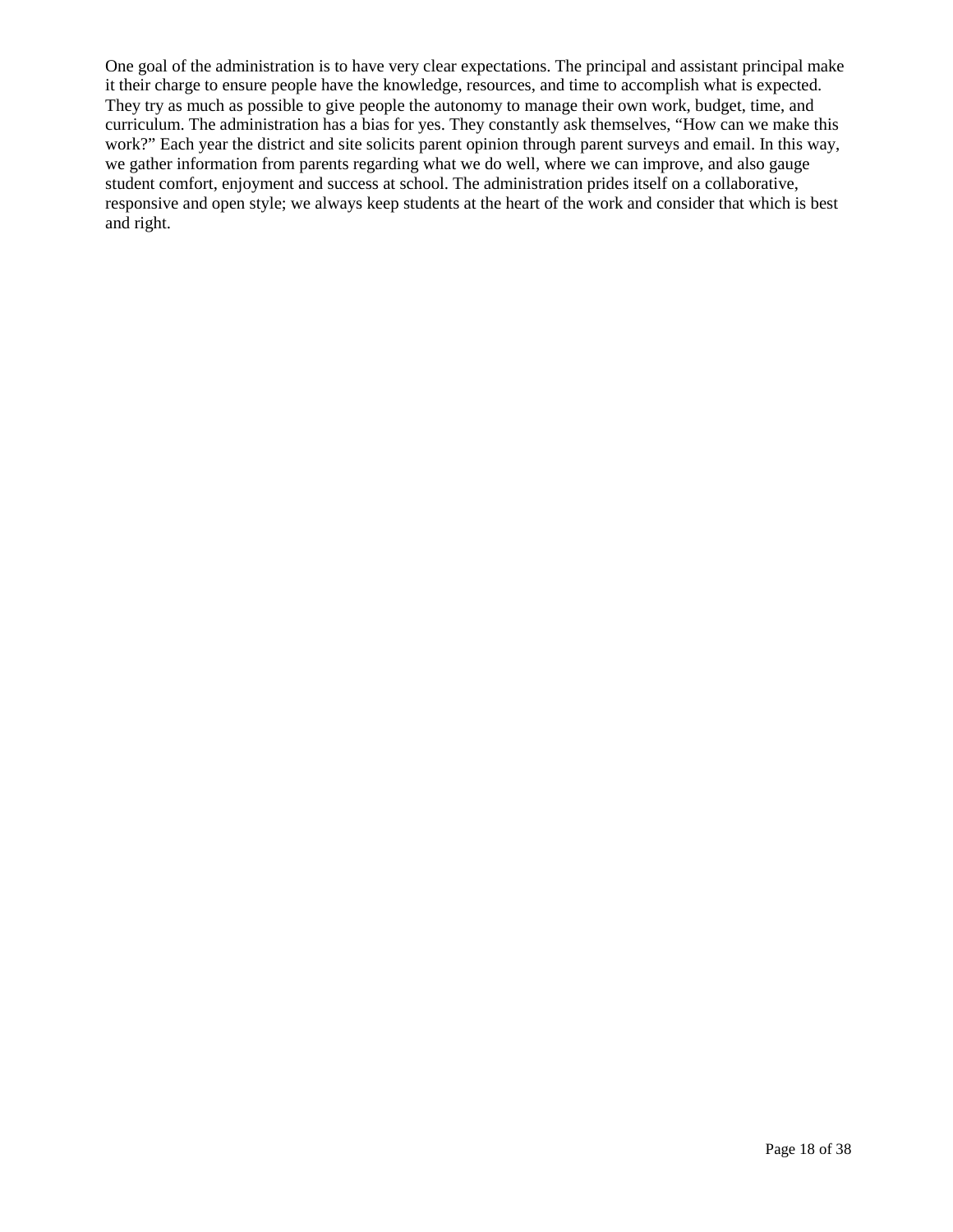One goal of the administration is to have very clear expectations. The principal and assistant principal make it their charge to ensure people have the knowledge, resources, and time to accomplish what is expected. They try as much as possible to give people the autonomy to manage their own work, budget, time, and curriculum. The administration has a bias for yes. They constantly ask themselves, "How can we make this work?" Each year the district and site solicits parent opinion through parent surveys and email. In this way, we gather information from parents regarding what we do well, where we can improve, and also gauge student comfort, enjoyment and success at school. The administration prides itself on a collaborative, responsive and open style; we always keep students at the heart of the work and consider that which is best and right.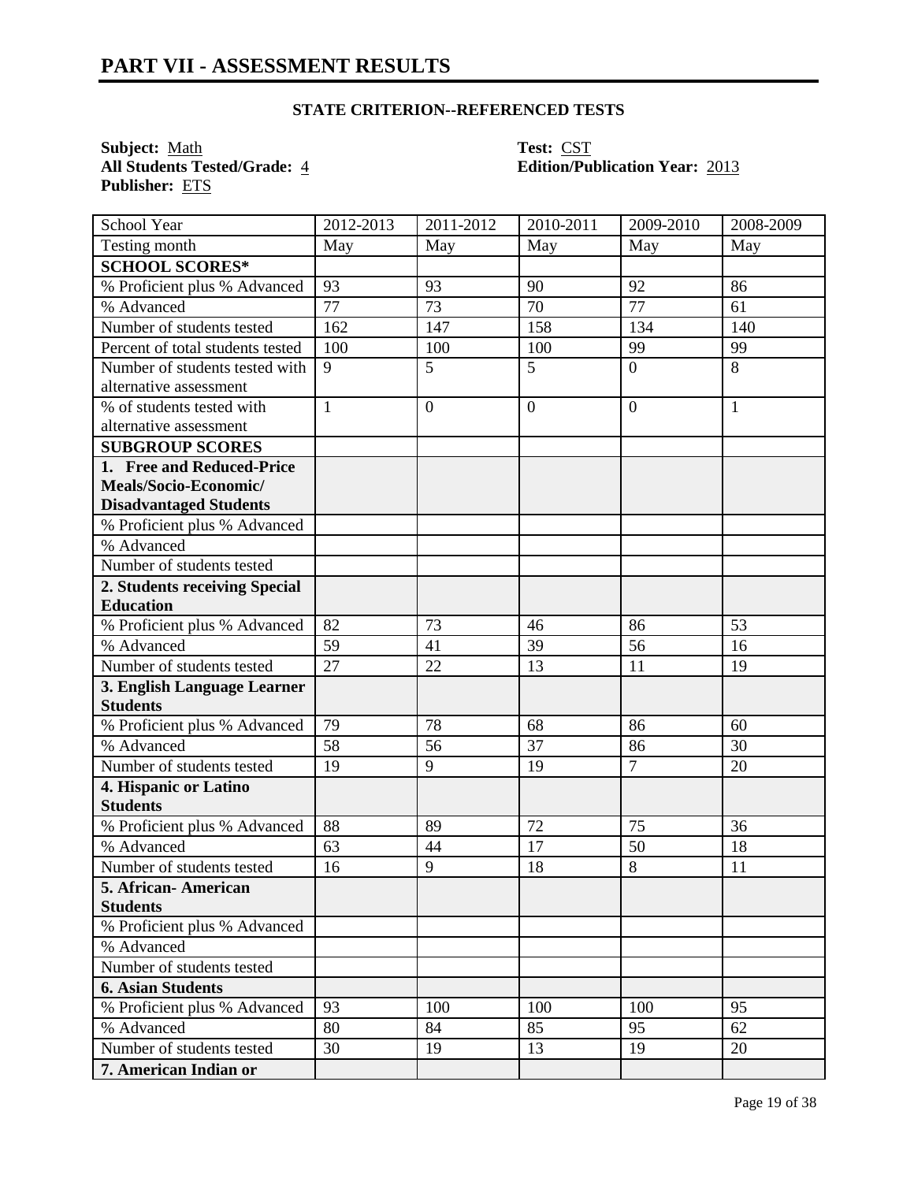# PART VII - ASSESSMENT RESULTS

### STATE CRITERION--REFERENCED TESTS

**Subject:** Math
**All Students Tested/Grade:** 4
**Publisher:** ETS

**Test:** CST
**Edition/Publication Year:** 2013

| School Year | 2012-2013 | 2011-2012 | 2010-2011 | 2009-2010 | 2008-2009 |
|---|---|---|---|---|---|
| Testing month | May | May | May | May | May |
| **SCHOOL SCORES*** | | | | | |
| % Proficient plus % Advanced | 93 | 93 | 90 | 92 | 86 |
| % Advanced | 77 | 73 | 70 | 77 | 61 |
| Number of students tested | 162 | 147 | 158 | 134 | 140 |
| Percent of total students tested | 100 | 100 | 100 | 99 | 99 |
| Number of students tested with alternative assessment | 9 | 5 | 5 | 0 | 8 |
| % of students tested with alternative assessment | 1 | 0 | 0 | 0 | 1 |
| **SUBGROUP SCORES** | | | | | |
| **1. Free and Reduced-Price Meals/Socio-Economic/ Disadvantaged Students** | | | | | |
| % Proficient plus % Advanced | | | | | |
| % Advanced | | | | | |
| Number of students tested | | | | | |
| **2. Students receiving Special Education** | | | | | |
| % Proficient plus % Advanced | 82 | 73 | 46 | 86 | 53 |
| % Advanced | 59 | 41 | 39 | 56 | 16 |
| Number of students tested | 27 | 22 | 13 | 11 | 19 |
| **3. English Language Learner Students** | | | | | |
| % Proficient plus % Advanced | 79 | 78 | 68 | 86 | 60 |
| % Advanced | 58 | 56 | 37 | 86 | 30 |
| Number of students tested | 19 | 9 | 19 | 7 | 20 |
| **4. Hispanic or Latino Students** | | | | | |
| % Proficient plus % Advanced | 88 | 89 | 72 | 75 | 36 |
| % Advanced | 63 | 44 | 17 | 50 | 18 |
| Number of students tested | 16 | 9 | 18 | 8 | 11 |
| **5. African- American Students** | | | | | |
| % Proficient plus % Advanced | | | | | |
| % Advanced | | | | | |
| Number of students tested | | | | | |
| **6. Asian Students** | | | | | |
| % Proficient plus % Advanced | 93 | 100 | 100 | 100 | 95 |
| % Advanced | 80 | 84 | 85 | 95 | 62 |
| Number of students tested | 30 | 19 | 13 | 19 | 20 |
| **7. American Indian or** | | | | | |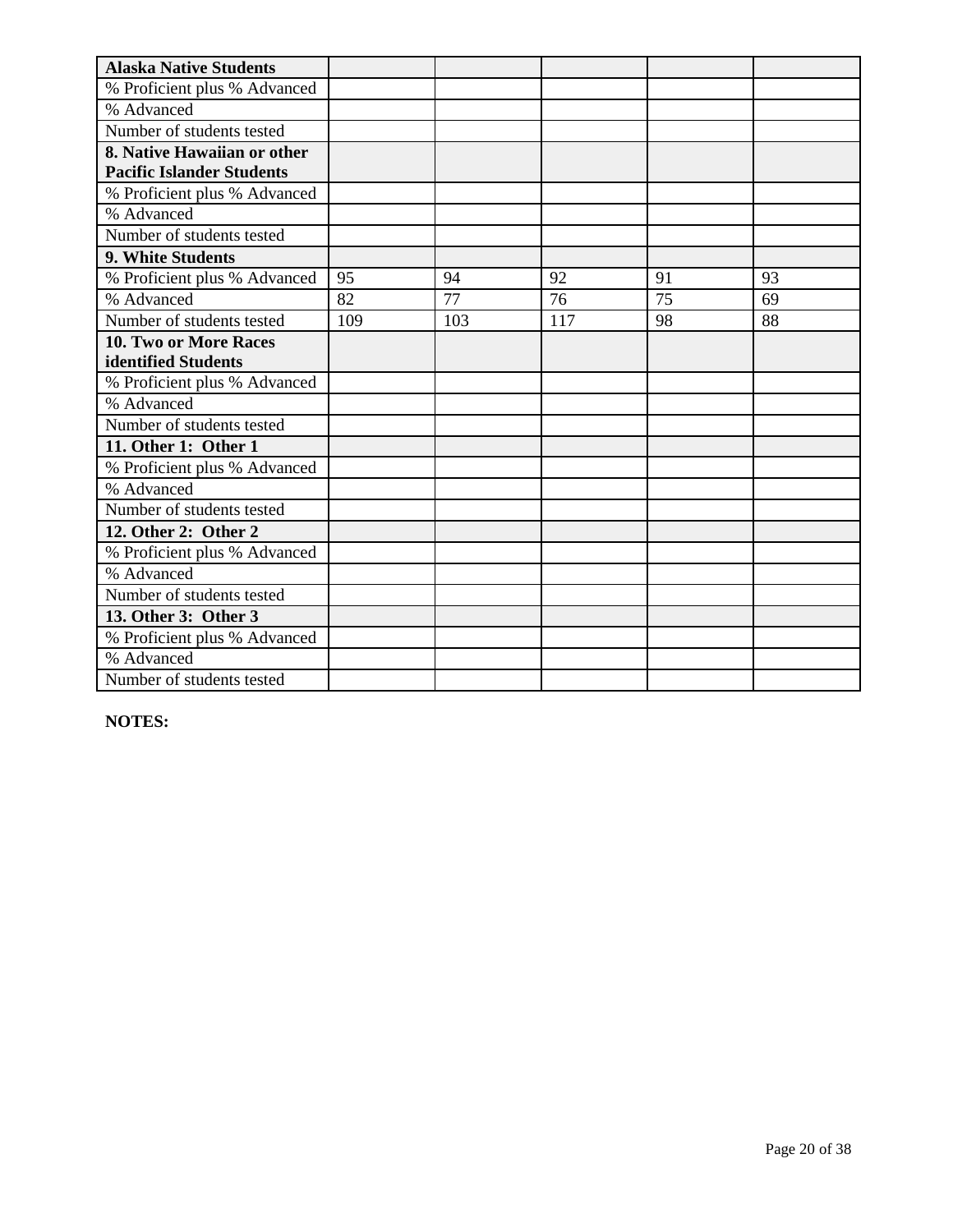| Alaska Native Students | | | | | |
|---|---|---|---|---|---|
| % Proficient plus % Advanced | | | | | |
| % Advanced | | | | | |
| Number of students tested | | | | | |
| **8. Native Hawaiian or other Pacific Islander Students** | | | | | |
| % Proficient plus % Advanced | | | | | |
| % Advanced | | | | | |
| Number of students tested | | | | | |
| **9. White Students** | | | | | |
| % Proficient plus % Advanced | 95 | 94 | 92 | 91 | 93 |
| % Advanced | 82 | 77 | 76 | 75 | 69 |
| Number of students tested | 109 | 103 | 117 | 98 | 88 |
| **10. Two or More Races identified Students** | | | | | |
| % Proficient plus % Advanced | | | | | |
| % Advanced | | | | | |
| Number of students tested | | | | | |
| **11. Other 1: Other 1** | | | | | |
| % Proficient plus % Advanced | | | | | |
| % Advanced | | | | | |
| Number of students tested | | | | | |
| **12. Other 2: Other 2** | | | | | |
| % Proficient plus % Advanced | | | | | |
| % Advanced | | | | | |
| Number of students tested | | | | | |
| **13. Other 3: Other 3** | | | | | |
| % Proficient plus % Advanced | | | | | |
| % Advanced | | | | | |
| Number of students tested | | | | | |

**NOTES:**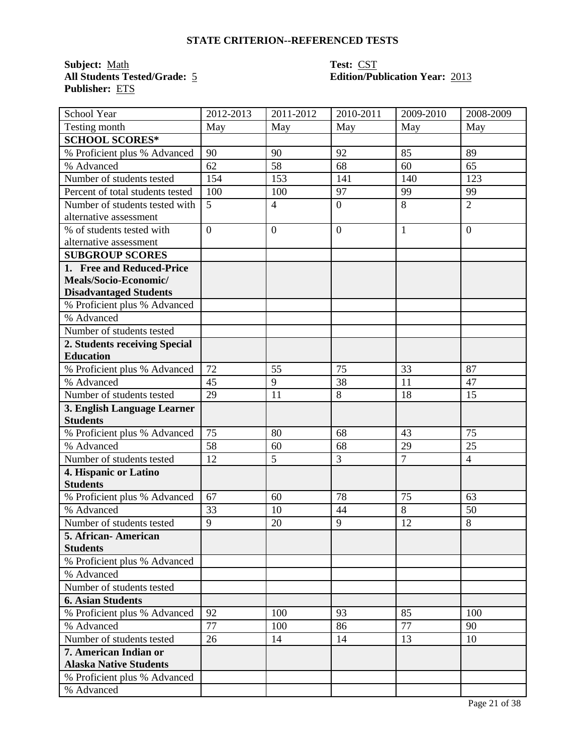## STATE CRITERION--REFERENCED TESTS

**Subject:** Math
**All Students Tested/Grade:** 5
**Publisher:** ETS

**Test:** CST
**Edition/Publication Year:** 2013

| School Year | 2012-2013 | 2011-2012 | 2010-2011 | 2009-2010 | 2008-2009 |
|---|---|---|---|---|---|
| Testing month | May | May | May | May | May |
| **SCHOOL SCORES*** | | | | | |
| % Proficient plus % Advanced | 90 | 90 | 92 | 85 | 89 |
| % Advanced | 62 | 58 | 68 | 60 | 65 |
| Number of students tested | 154 | 153 | 141 | 140 | 123 |
| Percent of total students tested | 100 | 100 | 97 | 99 | 99 |
| Number of students tested with alternative assessment | 5 | 4 | 0 | 8 | 2 |
| % of students tested with alternative assessment | 0 | 0 | 0 | 1 | 0 |
| **SUBGROUP SCORES** | | | | | |
| **1. Free and Reduced-Price Meals/Socio-Economic/ Disadvantaged Students** | | | | | |
| % Proficient plus % Advanced | | | | | |
| % Advanced | | | | | |
| Number of students tested | | | | | |
| **2. Students receiving Special Education** | | | | | |
| % Proficient plus % Advanced | 72 | 55 | 75 | 33 | 87 |
| % Advanced | 45 | 9 | 38 | 11 | 47 |
| Number of students tested | 29 | 11 | 8 | 18 | 15 |
| **3. English Language Learner Students** | | | | | |
| % Proficient plus % Advanced | 75 | 80 | 68 | 43 | 75 |
| % Advanced | 58 | 60 | 68 | 29 | 25 |
| Number of students tested | 12 | 5 | 3 | 7 | 4 |
| **4. Hispanic or Latino Students** | | | | | |
| % Proficient plus % Advanced | 67 | 60 | 78 | 75 | 63 |
| % Advanced | 33 | 10 | 44 | 8 | 50 |
| Number of students tested | 9 | 20 | 9 | 12 | 8 |
| **5. African- American Students** | | | | | |
| % Proficient plus % Advanced | | | | | |
| % Advanced | | | | | |
| Number of students tested | | | | | |
| **6. Asian Students** | | | | | |
| % Proficient plus % Advanced | 92 | 100 | 93 | 85 | 100 |
| % Advanced | 77 | 100 | 86 | 77 | 90 |
| Number of students tested | 26 | 14 | 14 | 13 | 10 |
| **7. American Indian or Alaska Native Students** | | | | | |
| % Proficient plus % Advanced | | | | | |
| % Advanced | | | | | |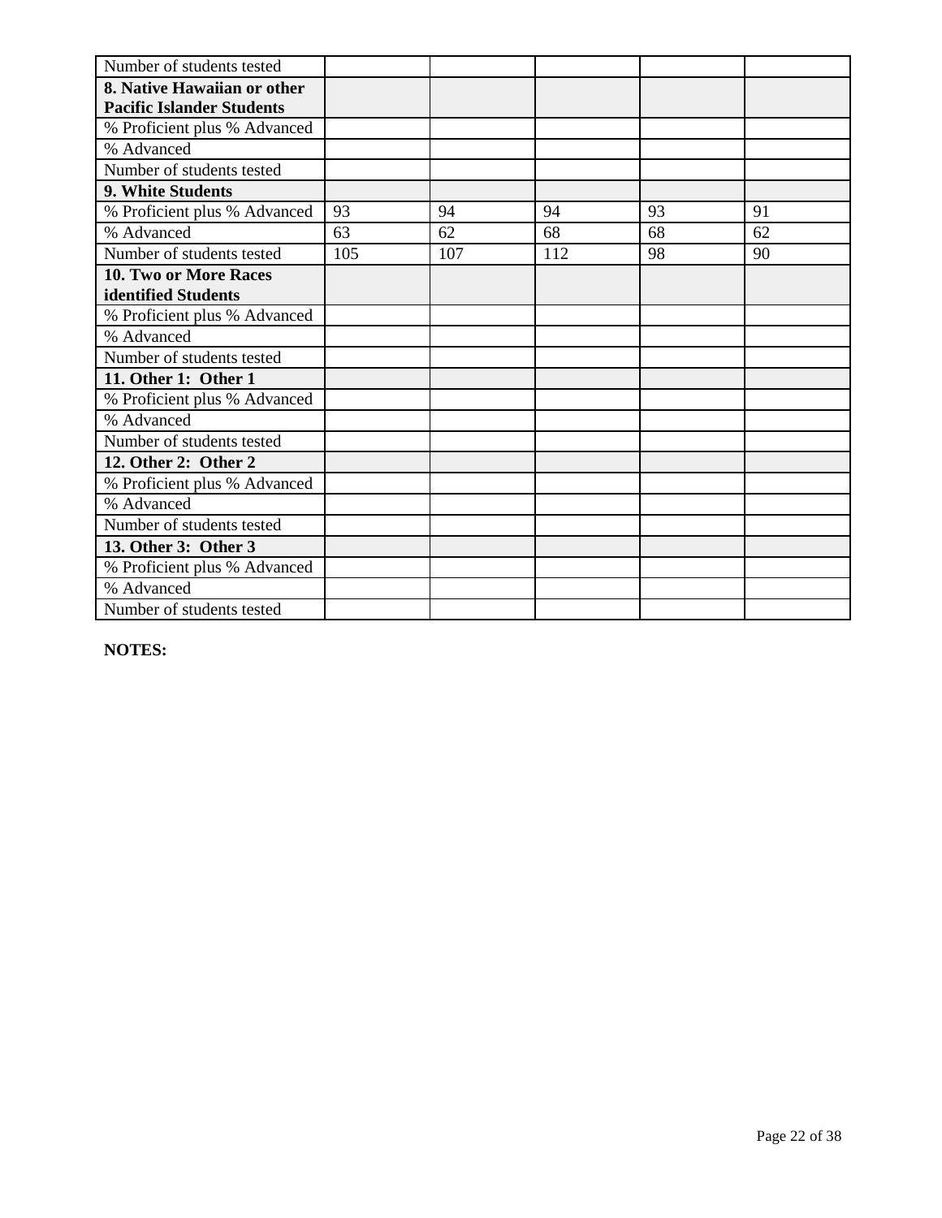| Number of students tested | | | | | |
|---|---|---|---|---|---|
| **8. Native Hawaiian or other Pacific Islander Students** | | | | | |
| % Proficient plus % Advanced | | | | | |
| % Advanced | | | | | |
| Number of students tested | | | | | |
| **9. White Students** | | | | | |
| % Proficient plus % Advanced | 93 | 94 | 94 | 93 | 91 |
| % Advanced | 63 | 62 | 68 | 68 | 62 |
| Number of students tested | 105 | 107 | 112 | 98 | 90 |
| **10. Two or More Races identified Students** | | | | | |
| % Proficient plus % Advanced | | | | | |
| % Advanced | | | | | |
| Number of students tested | | | | | |
| **11. Other 1: Other 1** | | | | | |
| % Proficient plus % Advanced | | | | | |
| % Advanced | | | | | |
| Number of students tested | | | | | |
| **12. Other 2: Other 2** | | | | | |
| % Proficient plus % Advanced | | | | | |
| % Advanced | | | | | |
| Number of students tested | | | | | |
| **13. Other 3: Other 3** | | | | | |
| % Proficient plus % Advanced | | | | | |
| % Advanced | | | | | |
| Number of students tested | | | | | |

**NOTES:**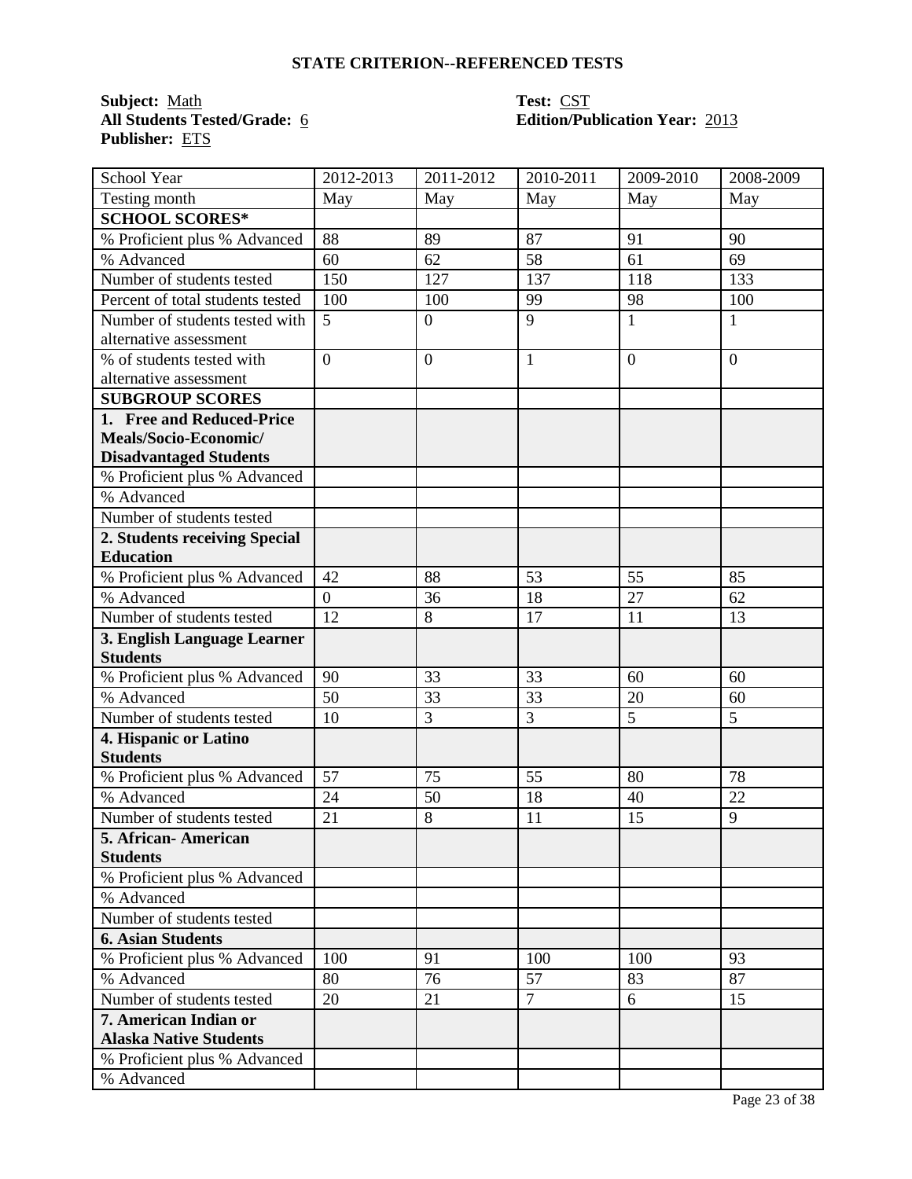**STATE CRITERION--REFERENCED TESTS**

**Subject:** Math
**All Students Tested/Grade:** 6
**Publisher:** ETS

**Test:** CST
**Edition/Publication Year:** 2013

| School Year | 2012-2013 | 2011-2012 | 2010-2011 | 2009-2010 | 2008-2009 |
|---|---|---|---|---|---|
| Testing month | May | May | May | May | May |
| **SCHOOL SCORES*** | | | | | |
| % Proficient plus % Advanced | 88 | 89 | 87 | 91 | 90 |
| % Advanced | 60 | 62 | 58 | 61 | 69 |
| Number of students tested | 150 | 127 | 137 | 118 | 133 |
| Percent of total students tested | 100 | 100 | 99 | 98 | 100 |
| Number of students tested with alternative assessment | 5 | 0 | 9 | 1 | 1 |
| % of students tested with alternative assessment | 0 | 0 | 1 | 0 | 0 |
| **SUBGROUP SCORES** | | | | | |
| **1. Free and Reduced-Price Meals/Socio-Economic/ Disadvantaged Students** | | | | | |
| % Proficient plus % Advanced | | | | | |
| % Advanced | | | | | |
| Number of students tested | | | | | |
| **2. Students receiving Special Education** | | | | | |
| % Proficient plus % Advanced | 42 | 88 | 53 | 55 | 85 |
| % Advanced | 0 | 36 | 18 | 27 | 62 |
| Number of students tested | 12 | 8 | 17 | 11 | 13 |
| **3. English Language Learner Students** | | | | | |
| % Proficient plus % Advanced | 90 | 33 | 33 | 60 | 60 |
| % Advanced | 50 | 33 | 33 | 20 | 60 |
| Number of students tested | 10 | 3 | 3 | 5 | 5 |
| **4. Hispanic or Latino Students** | | | | | |
| % Proficient plus % Advanced | 57 | 75 | 55 | 80 | 78 |
| % Advanced | 24 | 50 | 18 | 40 | 22 |
| Number of students tested | 21 | 8 | 11 | 15 | 9 |
| **5. African- American Students** | | | | | |
| % Proficient plus % Advanced | | | | | |
| % Advanced | | | | | |
| Number of students tested | | | | | |
| **6. Asian Students** | | | | | |
| % Proficient plus % Advanced | 100 | 91 | 100 | 100 | 93 |
| % Advanced | 80 | 76 | 57 | 83 | 87 |
| Number of students tested | 20 | 21 | 7 | 6 | 15 |
| **7. American Indian or Alaska Native Students** | | | | | |
| % Proficient plus % Advanced | | | | | |
| % Advanced | | | | | |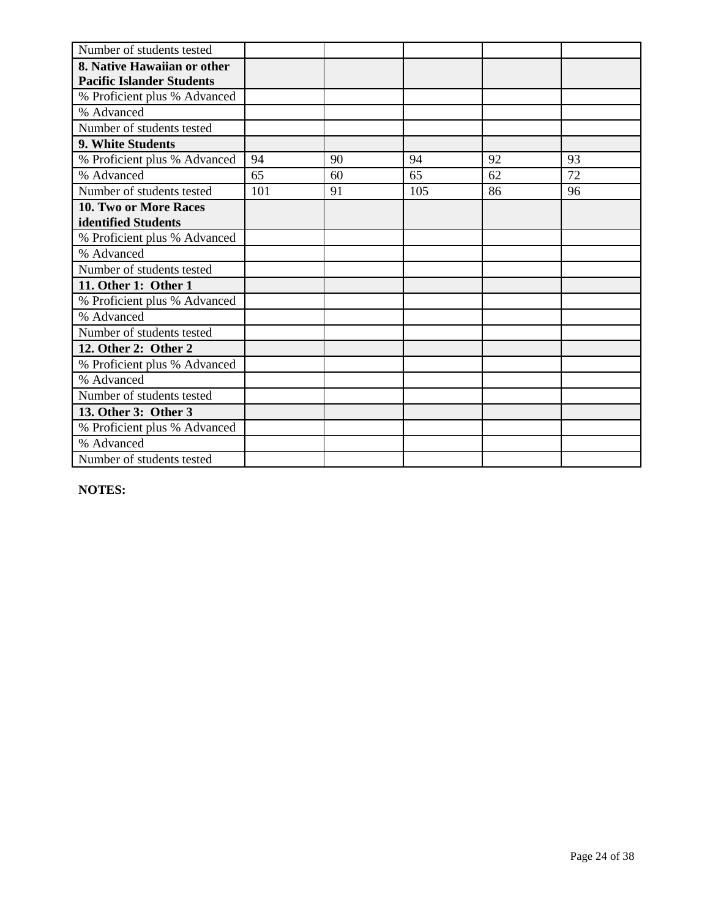| Number of students tested | | | | | |
|---|---|---|---|---|---|
| **8. Native Hawaiian or other Pacific Islander Students** | | | | | |
| % Proficient plus % Advanced | | | | | |
| % Advanced | | | | | |
| Number of students tested | | | | | |
| **9. White Students** | | | | | |
| % Proficient plus % Advanced | 94 | 90 | 94 | 92 | 93 |
| % Advanced | 65 | 60 | 65 | 62 | 72 |
| Number of students tested | 101 | 91 | 105 | 86 | 96 |
| **10. Two or More Races identified Students** | | | | | |
| % Proficient plus % Advanced | | | | | |
| % Advanced | | | | | |
| Number of students tested | | | | | |
| **11. Other 1: Other 1** | | | | | |
| % Proficient plus % Advanced | | | | | |
| % Advanced | | | | | |
| Number of students tested | | | | | |
| **12. Other 2: Other 2** | | | | | |
| % Proficient plus % Advanced | | | | | |
| % Advanced | | | | | |
| Number of students tested | | | | | |
| **13. Other 3: Other 3** | | | | | |
| % Proficient plus % Advanced | | | | | |
| % Advanced | | | | | |
| Number of students tested | | | | | |

**NOTES:**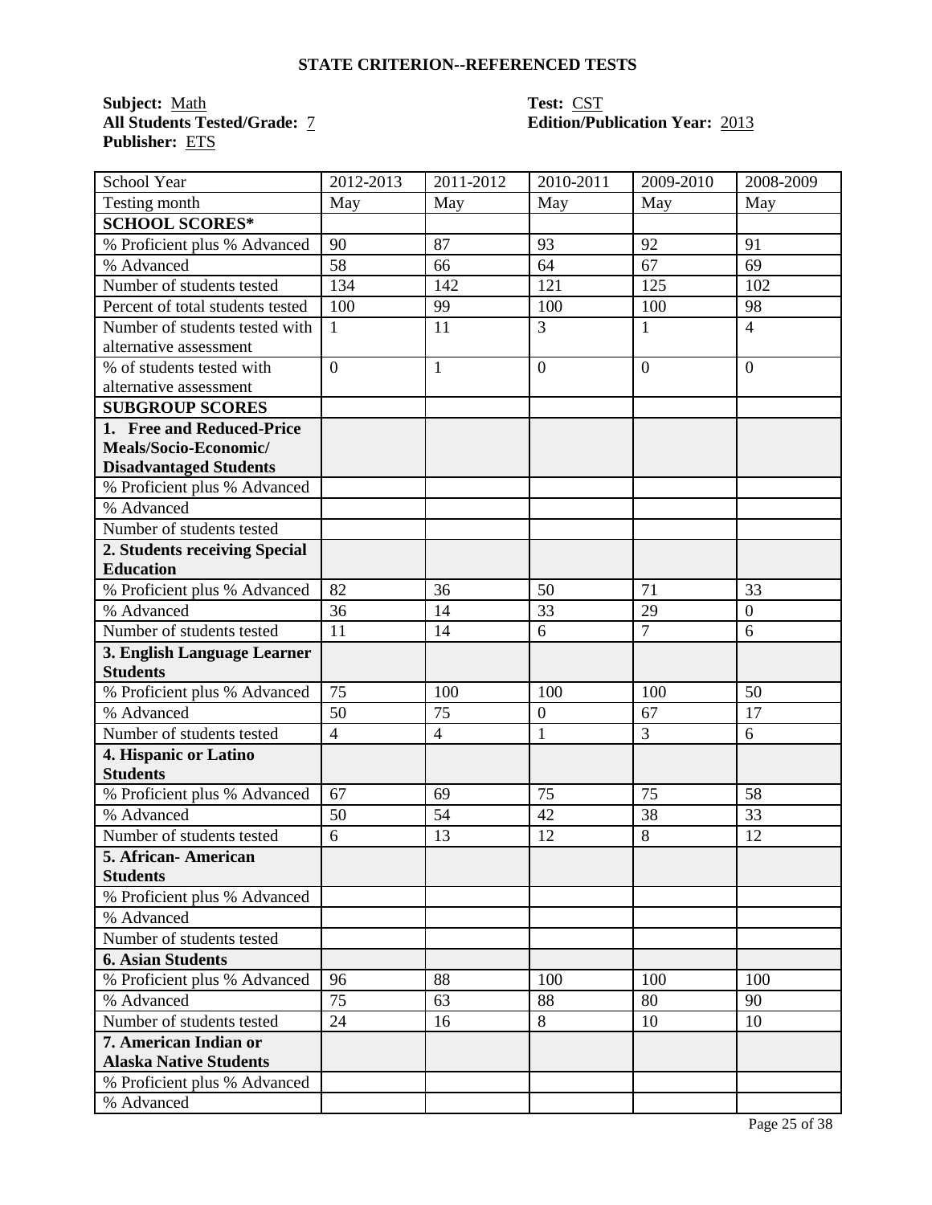## STATE CRITERION--REFERENCED TESTS

**Subject:** Math
**All Students Tested/Grade:** 7
**Publisher:** ETS

**Test:** CST
**Edition/Publication Year:** 2013

| School Year | 2012-2013 | 2011-2012 | 2010-2011 | 2009-2010 | 2008-2009 |
|---|---|---|---|---|---|
| Testing month | May | May | May | May | May |
| **SCHOOL SCORES*** | | | | | |
| % Proficient plus % Advanced | 90 | 87 | 93 | 92 | 91 |
| % Advanced | 58 | 66 | 64 | 67 | 69 |
| Number of students tested | 134 | 142 | 121 | 125 | 102 |
| Percent of total students tested | 100 | 99 | 100 | 100 | 98 |
| Number of students tested with alternative assessment | 1 | 11 | 3 | 1 | 4 |
| % of students tested with alternative assessment | 0 | 1 | 0 | 0 | 0 |
| **SUBGROUP SCORES** | | | | | |
| **1. Free and Reduced-Price Meals/Socio-Economic/ Disadvantaged Students** | | | | | |
| % Proficient plus % Advanced | | | | | |
| % Advanced | | | | | |
| Number of students tested | | | | | |
| **2. Students receiving Special Education** | | | | | |
| % Proficient plus % Advanced | 82 | 36 | 50 | 71 | 33 |
| % Advanced | 36 | 14 | 33 | 29 | 0 |
| Number of students tested | 11 | 14 | 6 | 7 | 6 |
| **3. English Language Learner Students** | | | | | |
| % Proficient plus % Advanced | 75 | 100 | 100 | 100 | 50 |
| % Advanced | 50 | 75 | 0 | 67 | 17 |
| Number of students tested | 4 | 4 | 1 | 3 | 6 |
| **4. Hispanic or Latino Students** | | | | | |
| % Proficient plus % Advanced | 67 | 69 | 75 | 75 | 58 |
| % Advanced | 50 | 54 | 42 | 38 | 33 |
| Number of students tested | 6 | 13 | 12 | 8 | 12 |
| **5. African- American Students** | | | | | |
| % Proficient plus % Advanced | | | | | |
| % Advanced | | | | | |
| Number of students tested | | | | | |
| **6. Asian Students** | | | | | |
| % Proficient plus % Advanced | 96 | 88 | 100 | 100 | 100 |
| % Advanced | 75 | 63 | 88 | 80 | 90 |
| Number of students tested | 24 | 16 | 8 | 10 | 10 |
| **7. American Indian or Alaska Native Students** | | | | | |
| % Proficient plus % Advanced | | | | | |
| % Advanced | | | | | |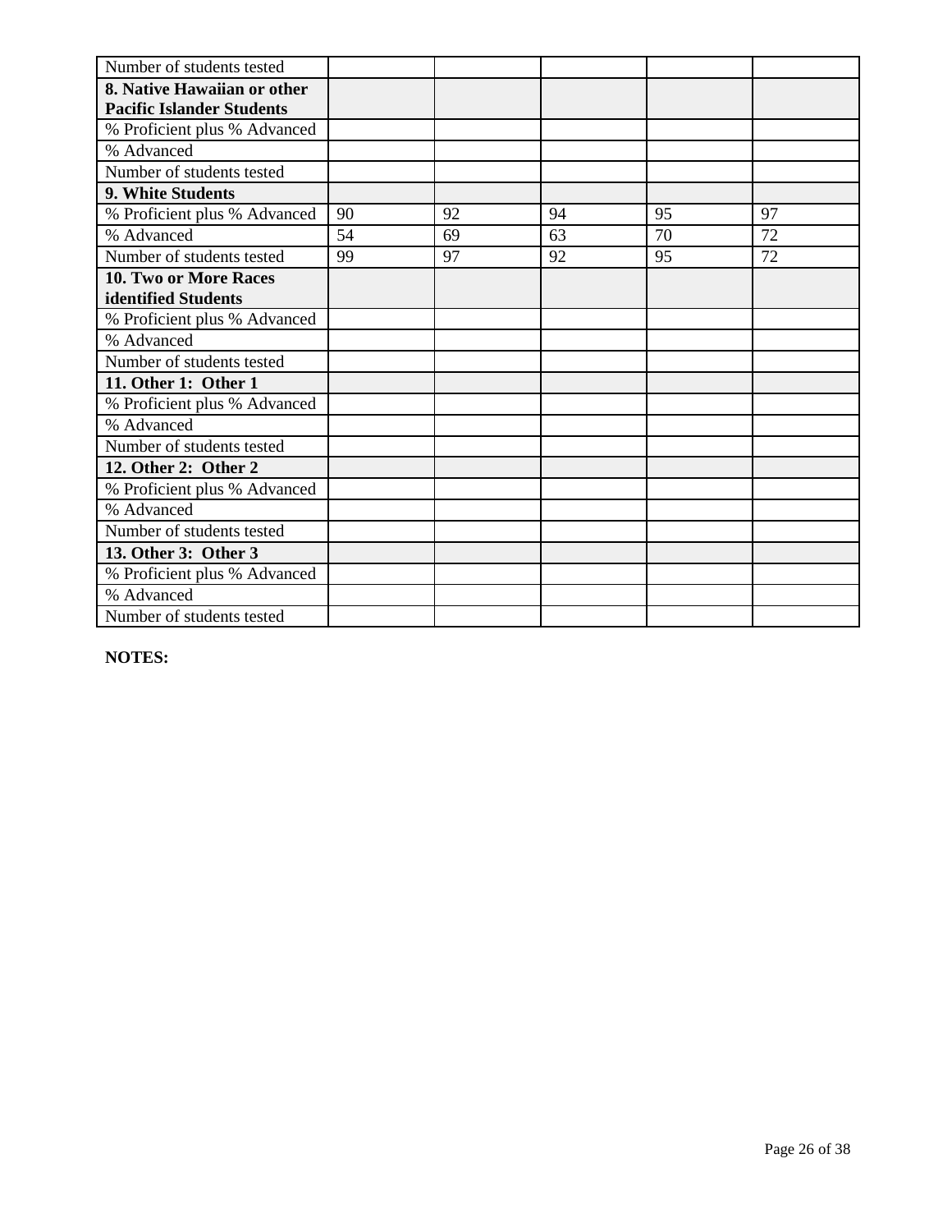| | | | | | |
|---|---|---|---|---|---|
| Number of students tested | | | | | |
| **8. Native Hawaiian or other Pacific Islander Students** | | | | | |
| % Proficient plus % Advanced | | | | | |
| % Advanced | | | | | |
| Number of students tested | | | | | |
| **9. White Students** | | | | | |
| % Proficient plus % Advanced | 90 | 92 | 94 | 95 | 97 |
| % Advanced | 54 | 69 | 63 | 70 | 72 |
| Number of students tested | 99 | 97 | 92 | 95 | 72 |
| **10. Two or More Races identified Students** | | | | | |
| % Proficient plus % Advanced | | | | | |
| % Advanced | | | | | |
| Number of students tested | | | | | |
| **11. Other 1: Other 1** | | | | | |
| % Proficient plus % Advanced | | | | | |
| % Advanced | | | | | |
| Number of students tested | | | | | |
| **12. Other 2: Other 2** | | | | | |
| % Proficient plus % Advanced | | | | | |
| % Advanced | | | | | |
| Number of students tested | | | | | |
| **13. Other 3: Other 3** | | | | | |
| % Proficient plus % Advanced | | | | | |
| % Advanced | | | | | |
| Number of students tested | | | | | |

**NOTES:**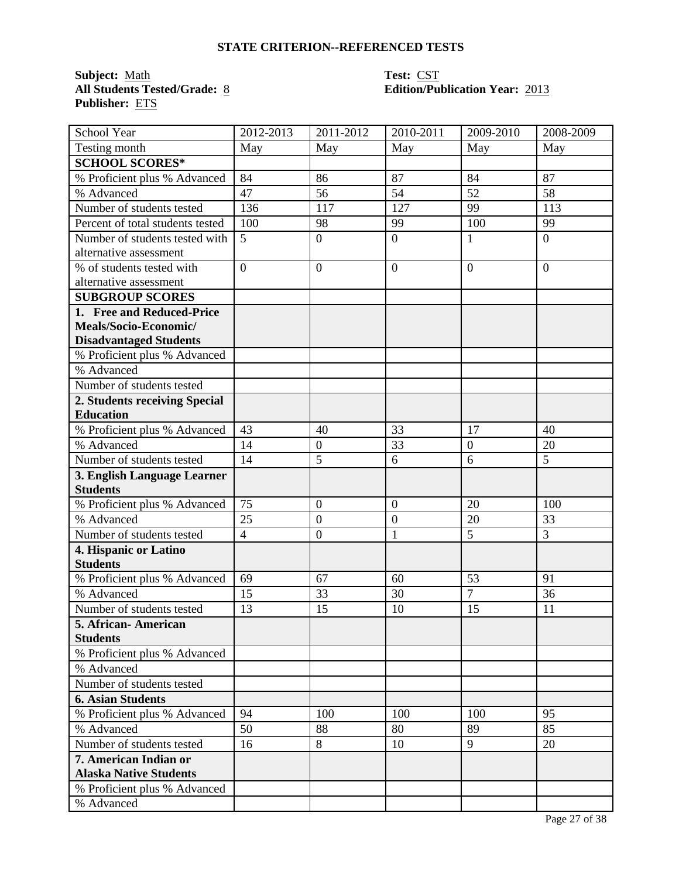### STATE CRITERION--REFERENCED TESTS

**Subject:** Math  
**All Students Tested/Grade:** 8  
**Publisher:** ETS  

**Test:** CST  
**Edition/Publication Year:** 2013  

| School Year | 2012-2013 | 2011-2012 | 2010-2011 | 2009-2010 | 2008-2009 |
|---|---|---|---|---|---|
| Testing month | May | May | May | May | May |
| **SCHOOL SCORES*** | | | | | |
| % Proficient plus % Advanced | 84 | 86 | 87 | 84 | 87 |
| % Advanced | 47 | 56 | 54 | 52 | 58 |
| Number of students tested | 136 | 117 | 127 | 99 | 113 |
| Percent of total students tested | 100 | 98 | 99 | 100 | 99 |
| Number of students tested with alternative assessment | 5 | 0 | 0 | 1 | 0 |
| % of students tested with alternative assessment | 0 | 0 | 0 | 0 | 0 |
| **SUBGROUP SCORES** | | | | | |
| **1. Free and Reduced-Price Meals/Socio-Economic/ Disadvantaged Students** | | | | | |
| % Proficient plus % Advanced | | | | | |
| % Advanced | | | | | |
| Number of students tested | | | | | |
| **2. Students receiving Special Education** | | | | | |
| % Proficient plus % Advanced | 43 | 40 | 33 | 17 | 40 |
| % Advanced | 14 | 0 | 33 | 0 | 20 |
| Number of students tested | 14 | 5 | 6 | 6 | 5 |
| **3. English Language Learner Students** | | | | | |
| % Proficient plus % Advanced | 75 | 0 | 0 | 20 | 100 |
| % Advanced | 25 | 0 | 0 | 20 | 33 |
| Number of students tested | 4 | 0 | 1 | 5 | 3 |
| **4. Hispanic or Latino Students** | | | | | |
| % Proficient plus % Advanced | 69 | 67 | 60 | 53 | 91 |
| % Advanced | 15 | 33 | 30 | 7 | 36 |
| Number of students tested | 13 | 15 | 10 | 15 | 11 |
| **5. African- American Students** | | | | | |
| % Proficient plus % Advanced | | | | | |
| % Advanced | | | | | |
| Number of students tested | | | | | |
| **6. Asian Students** | | | | | |
| % Proficient plus % Advanced | 94 | 100 | 100 | 100 | 95 |
| % Advanced | 50 | 88 | 80 | 89 | 85 |
| Number of students tested | 16 | 8 | 10 | 9 | 20 |
| **7. American Indian or Alaska Native Students** | | | | | |
| % Proficient plus % Advanced | | | | | |
| % Advanced | | | | | |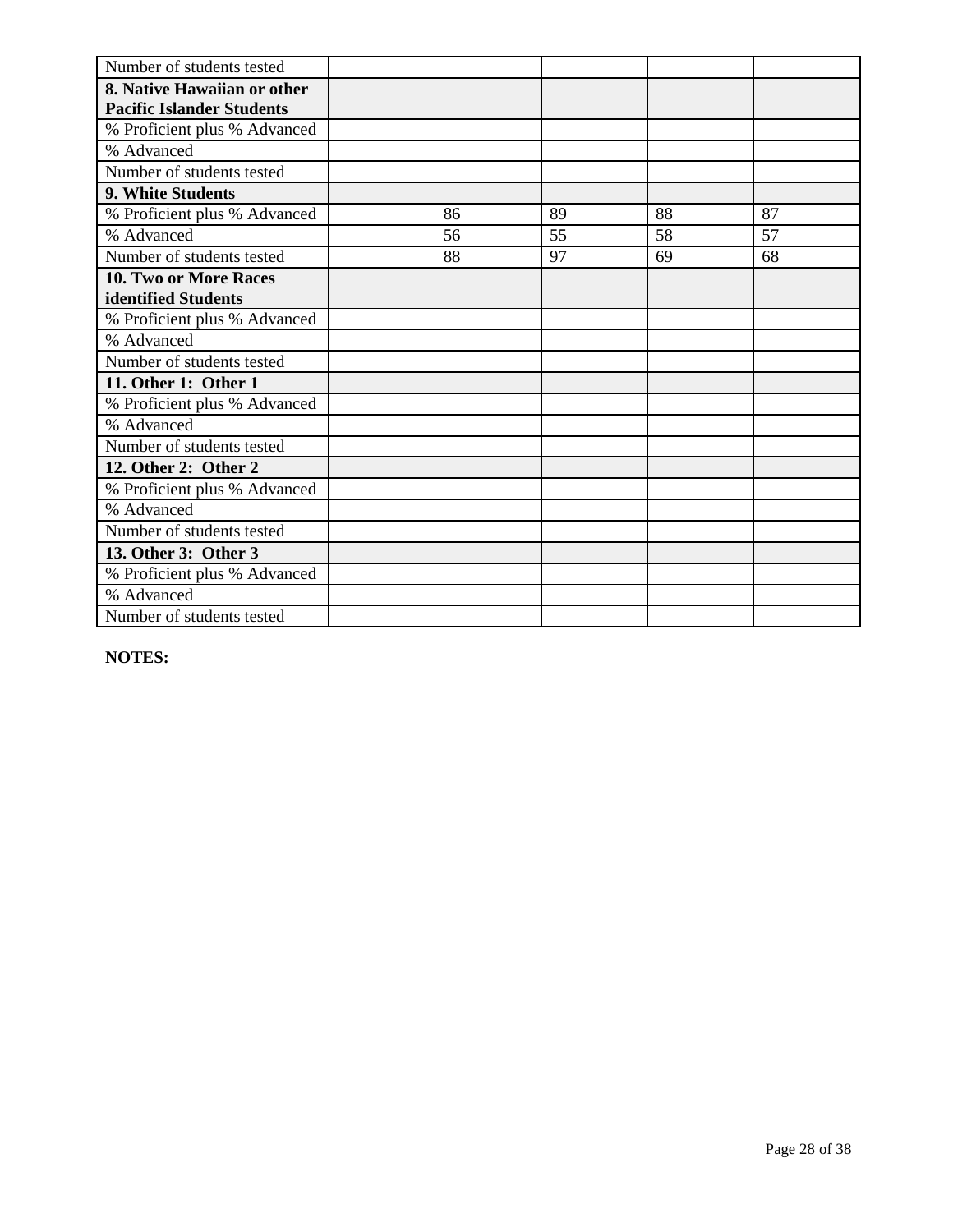| | | | | | |
|---|---|---|---|---|---|
| Number of students tested | | | | | |
| **8. Native Hawaiian or other Pacific Islander Students** | | | | | |
| % Proficient plus % Advanced | | | | | |
| % Advanced | | | | | |
| Number of students tested | | | | | |
| **9. White Students** | | | | | |
| % Proficient plus % Advanced | | 86 | 89 | 88 | 87 |
| % Advanced | | 56 | 55 | 58 | 57 |
| Number of students tested | | 88 | 97 | 69 | 68 |
| **10. Two or More Races identified Students** | | | | | |
| % Proficient plus % Advanced | | | | | |
| % Advanced | | | | | |
| Number of students tested | | | | | |
| **11. Other 1: Other 1** | | | | | |
| % Proficient plus % Advanced | | | | | |
| % Advanced | | | | | |
| Number of students tested | | | | | |
| **12. Other 2: Other 2** | | | | | |
| % Proficient plus % Advanced | | | | | |
| % Advanced | | | | | |
| Number of students tested | | | | | |
| **13. Other 3: Other 3** | | | | | |
| % Proficient plus % Advanced | | | | | |
| % Advanced | | | | | |
| Number of students tested | | | | | |

**NOTES:**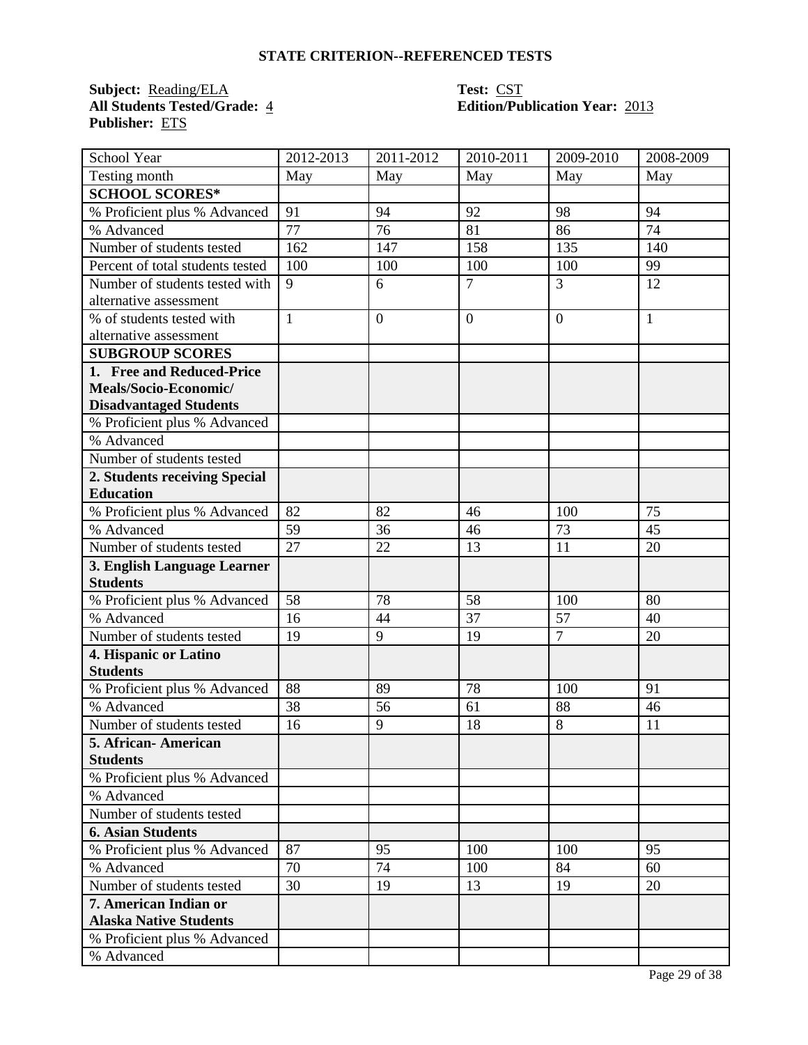## STATE CRITERION--REFERENCED TESTS

**Subject:** Reading/ELA  
**All Students Tested/Grade:** 4  
**Publisher:** ETS  

**Test:** CST  
**Edition/Publication Year:** 2013

| School Year | 2012-2013 | 2011-2012 | 2010-2011 | 2009-2010 | 2008-2009 |
|---|---|---|---|---|---|
| Testing month | May | May | May | May | May |
| **SCHOOL SCORES*** | | | | | |
| % Proficient plus % Advanced | 91 | 94 | 92 | 98 | 94 |
| % Advanced | 77 | 76 | 81 | 86 | 74 |
| Number of students tested | 162 | 147 | 158 | 135 | 140 |
| Percent of total students tested | 100 | 100 | 100 | 100 | 99 |
| Number of students tested with alternative assessment | 9 | 6 | 7 | 3 | 12 |
| % of students tested with alternative assessment | 1 | 0 | 0 | 0 | 1 |
| **SUBGROUP SCORES** | | | | | |
| **1. Free and Reduced-Price Meals/Socio-Economic/ Disadvantaged Students** | | | | | |
| % Proficient plus % Advanced | | | | | |
| % Advanced | | | | | |
| Number of students tested | | | | | |
| **2. Students receiving Special Education** | | | | | |
| % Proficient plus % Advanced | 82 | 82 | 46 | 100 | 75 |
| % Advanced | 59 | 36 | 46 | 73 | 45 |
| Number of students tested | 27 | 22 | 13 | 11 | 20 |
| **3. English Language Learner Students** | | | | | |
| % Proficient plus % Advanced | 58 | 78 | 58 | 100 | 80 |
| % Advanced | 16 | 44 | 37 | 57 | 40 |
| Number of students tested | 19 | 9 | 19 | 7 | 20 |
| **4. Hispanic or Latino Students** | | | | | |
| % Proficient plus % Advanced | 88 | 89 | 78 | 100 | 91 |
| % Advanced | 38 | 56 | 61 | 88 | 46 |
| Number of students tested | 16 | 9 | 18 | 8 | 11 |
| **5. African- American Students** | | | | | |
| % Proficient plus % Advanced | | | | | |
| % Advanced | | | | | |
| Number of students tested | | | | | |
| **6. Asian Students** | | | | | |
| % Proficient plus % Advanced | 87 | 95 | 100 | 100 | 95 |
| % Advanced | 70 | 74 | 100 | 84 | 60 |
| Number of students tested | 30 | 19 | 13 | 19 | 20 |
| **7. American Indian or Alaska Native Students** | | | | | |
| % Proficient plus % Advanced | | | | | |
| % Advanced | | | | | |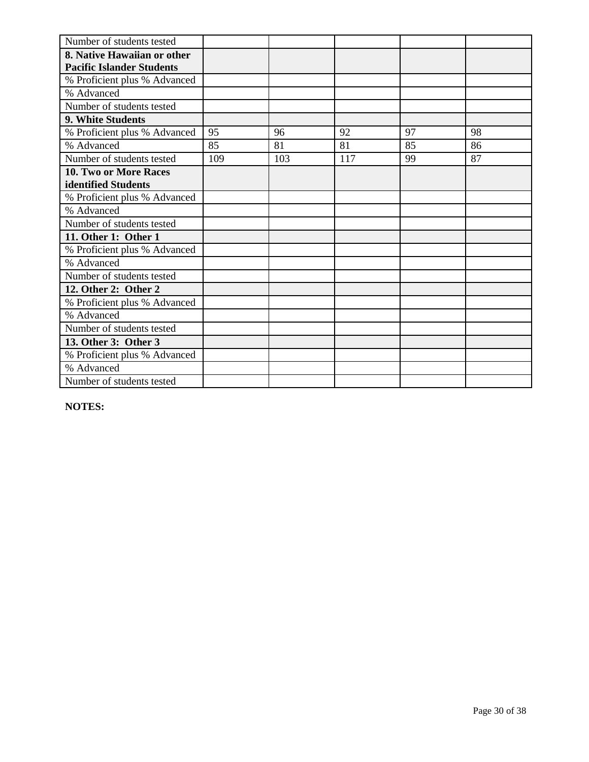| Number of students tested | | | | | |
|---|---|---|---|---|---|
| **8. Native Hawaiian or other Pacific Islander Students** | | | | | |
| % Proficient plus % Advanced | | | | | |
| % Advanced | | | | | |
| Number of students tested | | | | | |
| **9. White Students** | | | | | |
| % Proficient plus % Advanced | 95 | 96 | 92 | 97 | 98 |
| % Advanced | 85 | 81 | 81 | 85 | 86 |
| Number of students tested | 109 | 103 | 117 | 99 | 87 |
| **10. Two or More Races identified Students** | | | | | |
| % Proficient plus % Advanced | | | | | |
| % Advanced | | | | | |
| Number of students tested | | | | | |
| **11. Other 1: Other 1** | | | | | |
| % Proficient plus % Advanced | | | | | |
| % Advanced | | | | | |
| Number of students tested | | | | | |
| **12. Other 2: Other 2** | | | | | |
| % Proficient plus % Advanced | | | | | |
| % Advanced | | | | | |
| Number of students tested | | | | | |
| **13. Other 3: Other 3** | | | | | |
| % Proficient plus % Advanced | | | | | |
| % Advanced | | | | | |
| Number of students tested | | | | | |

**NOTES:**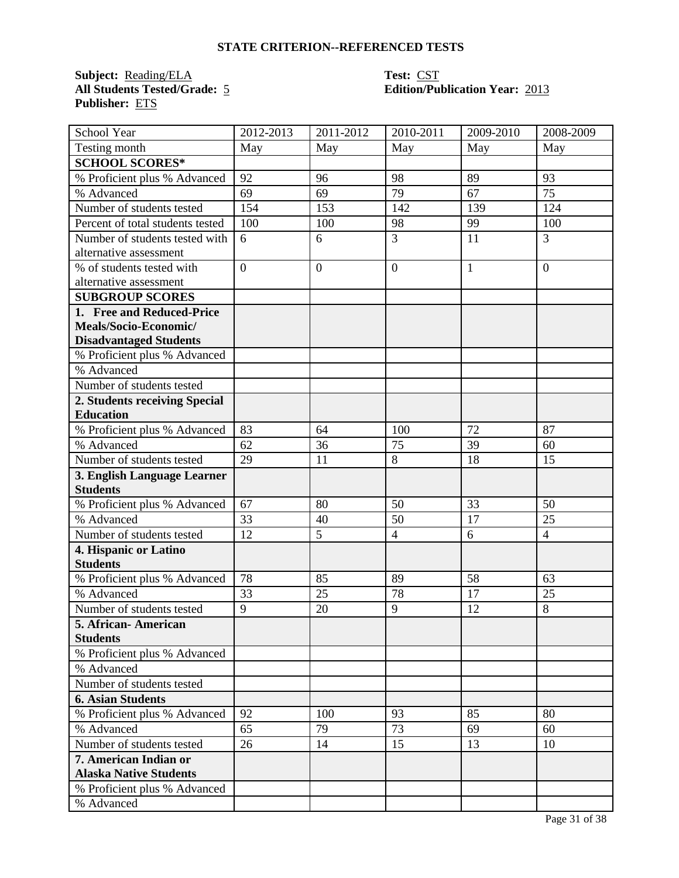## STATE CRITERION--REFERENCED TESTS

**Subject:** Reading/ELA **Test:** CST

**All Students Tested/Grade:** 5 **Edition/Publication Year:** 2013

**Publisher:** ETS

| School Year | 2012-2013 | 2011-2012 | 2010-2011 | 2009-2010 | 2008-2009 |
|---|---|---|---|---|---|
| Testing month | May | May | May | May | May |
| **SCHOOL SCORES*** | | | | | |
| % Proficient plus % Advanced | 92 | 96 | 98 | 89 | 93 |
| % Advanced | 69 | 69 | 79 | 67 | 75 |
| Number of students tested | 154 | 153 | 142 | 139 | 124 |
| Percent of total students tested | 100 | 100 | 98 | 99 | 100 |
| Number of students tested with alternative assessment | 6 | 6 | 3 | 11 | 3 |
| % of students tested with alternative assessment | 0 | 0 | 0 | 1 | 0 |
| **SUBGROUP SCORES** | | | | | |
| **1. Free and Reduced-Price Meals/Socio-Economic/ Disadvantaged Students** | | | | | |
| % Proficient plus % Advanced | | | | | |
| % Advanced | | | | | |
| Number of students tested | | | | | |
| **2. Students receiving Special Education** | | | | | |
| % Proficient plus % Advanced | 83 | 64 | 100 | 72 | 87 |
| % Advanced | 62 | 36 | 75 | 39 | 60 |
| Number of students tested | 29 | 11 | 8 | 18 | 15 |
| **3. English Language Learner Students** | | | | | |
| % Proficient plus % Advanced | 67 | 80 | 50 | 33 | 50 |
| % Advanced | 33 | 40 | 50 | 17 | 25 |
| Number of students tested | 12 | 5 | 4 | 6 | 4 |
| **4. Hispanic or Latino Students** | | | | | |
| % Proficient plus % Advanced | 78 | 85 | 89 | 58 | 63 |
| % Advanced | 33 | 25 | 78 | 17 | 25 |
| Number of students tested | 9 | 20 | 9 | 12 | 8 |
| **5. African- American Students** | | | | | |
| % Proficient plus % Advanced | | | | | |
| % Advanced | | | | | |
| Number of students tested | | | | | |
| **6. Asian Students** | | | | | |
| % Proficient plus % Advanced | 92 | 100 | 93 | 85 | 80 |
| % Advanced | 65 | 79 | 73 | 69 | 60 |
| Number of students tested | 26 | 14 | 15 | 13 | 10 |
| **7. American Indian or Alaska Native Students** | | | | | |
| % Proficient plus % Advanced | | | | | |
| % Advanced | | | | | |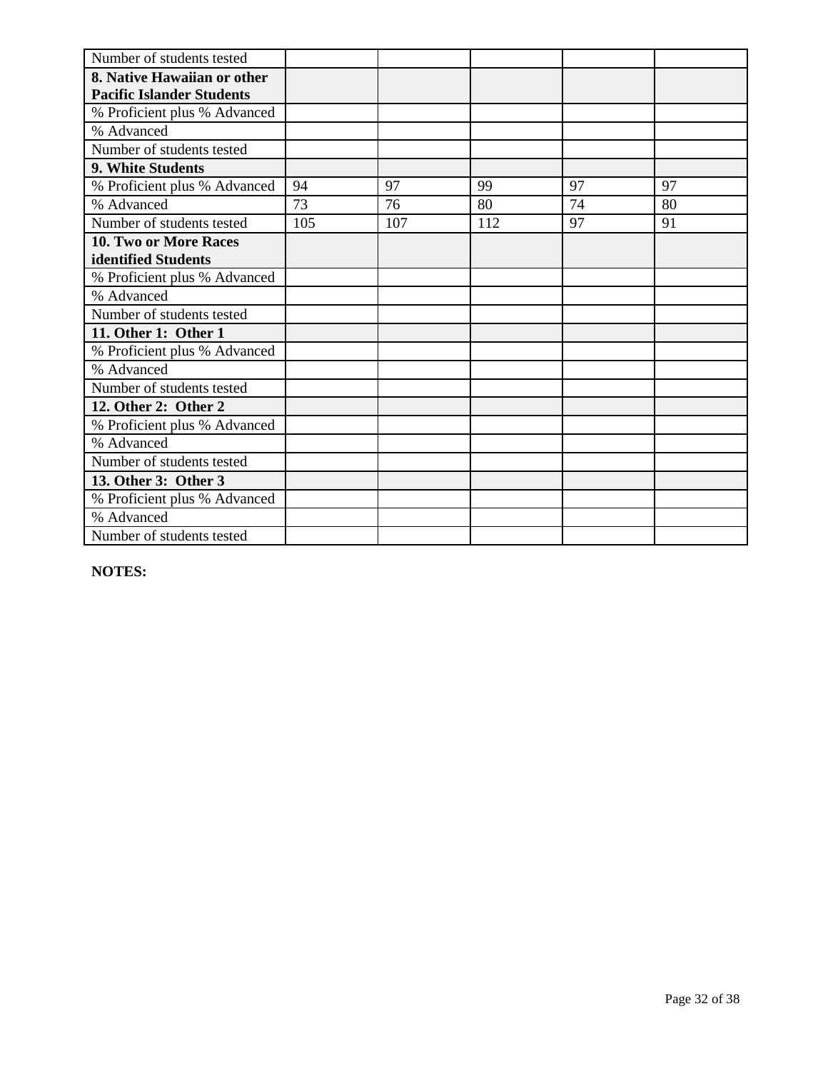| Number of students tested | | | | | |
|---|---|---|---|---|---|
| **8. Native Hawaiian or other Pacific Islander Students** | | | | | |
| % Proficient plus % Advanced | | | | | |
| % Advanced | | | | | |
| Number of students tested | | | | | |
| **9. White Students** | | | | | |
| % Proficient plus % Advanced | 94 | 97 | 99 | 97 | 97 |
| % Advanced | 73 | 76 | 80 | 74 | 80 |
| Number of students tested | 105 | 107 | 112 | 97 | 91 |
| **10. Two or More Races identified Students** | | | | | |
| % Proficient plus % Advanced | | | | | |
| % Advanced | | | | | |
| Number of students tested | | | | | |
| **11. Other 1: Other 1** | | | | | |
| % Proficient plus % Advanced | | | | | |
| % Advanced | | | | | |
| Number of students tested | | | | | |
| **12. Other 2: Other 2** | | | | | |
| % Proficient plus % Advanced | | | | | |
| % Advanced | | | | | |
| Number of students tested | | | | | |
| **13. Other 3: Other 3** | | | | | |
| % Proficient plus % Advanced | | | | | |
| % Advanced | | | | | |
| Number of students tested | | | | | |

**NOTES:**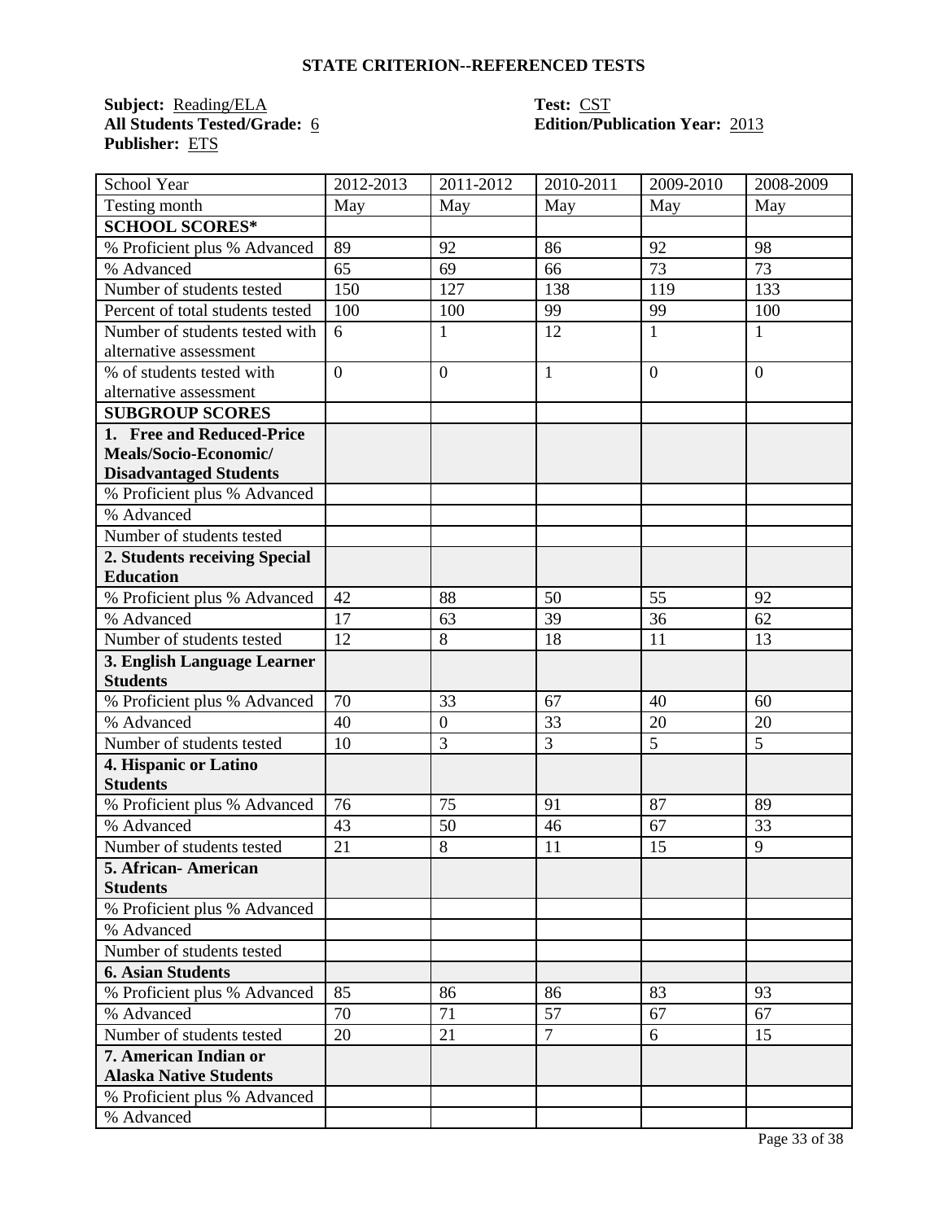## STATE CRITERION--REFERENCED TESTS

**Subject:** Reading/ELA
**All Students Tested/Grade:** 6
**Publisher:** ETS

**Test:** CST
**Edition/Publication Year:** 2013

| School Year | 2012-2013 | 2011-2012 | 2010-2011 | 2009-2010 | 2008-2009 |
|---|---|---|---|---|---|
| Testing month | May | May | May | May | May |
| **SCHOOL SCORES*** | | | | | |
| % Proficient plus % Advanced | 89 | 92 | 86 | 92 | 98 |
| % Advanced | 65 | 69 | 66 | 73 | 73 |
| Number of students tested | 150 | 127 | 138 | 119 | 133 |
| Percent of total students tested | 100 | 100 | 99 | 99 | 100 |
| Number of students tested with alternative assessment | 6 | 1 | 12 | 1 | 1 |
| % of students tested with alternative assessment | 0 | 0 | 1 | 0 | 0 |
| **SUBGROUP SCORES** | | | | | |
| **1. Free and Reduced-Price Meals/Socio-Economic/ Disadvantaged Students** | | | | | |
| % Proficient plus % Advanced | | | | | |
| % Advanced | | | | | |
| Number of students tested | | | | | |
| **2. Students receiving Special Education** | | | | | |
| % Proficient plus % Advanced | 42 | 88 | 50 | 55 | 92 |
| % Advanced | 17 | 63 | 39 | 36 | 62 |
| Number of students tested | 12 | 8 | 18 | 11 | 13 |
| **3. English Language Learner Students** | | | | | |
| % Proficient plus % Advanced | 70 | 33 | 67 | 40 | 60 |
| % Advanced | 40 | 0 | 33 | 20 | 20 |
| Number of students tested | 10 | 3 | 3 | 5 | 5 |
| **4. Hispanic or Latino Students** | | | | | |
| % Proficient plus % Advanced | 76 | 75 | 91 | 87 | 89 |
| % Advanced | 43 | 50 | 46 | 67 | 33 |
| Number of students tested | 21 | 8 | 11 | 15 | 9 |
| **5. African- American Students** | | | | | |
| % Proficient plus % Advanced | | | | | |
| % Advanced | | | | | |
| Number of students tested | | | | | |
| **6. Asian Students** | | | | | |
| % Proficient plus % Advanced | 85 | 86 | 86 | 83 | 93 |
| % Advanced | 70 | 71 | 57 | 67 | 67 |
| Number of students tested | 20 | 21 | 7 | 6 | 15 |
| **7. American Indian or Alaska Native Students** | | | | | |
| % Proficient plus % Advanced | | | | | |
| % Advanced | | | | | |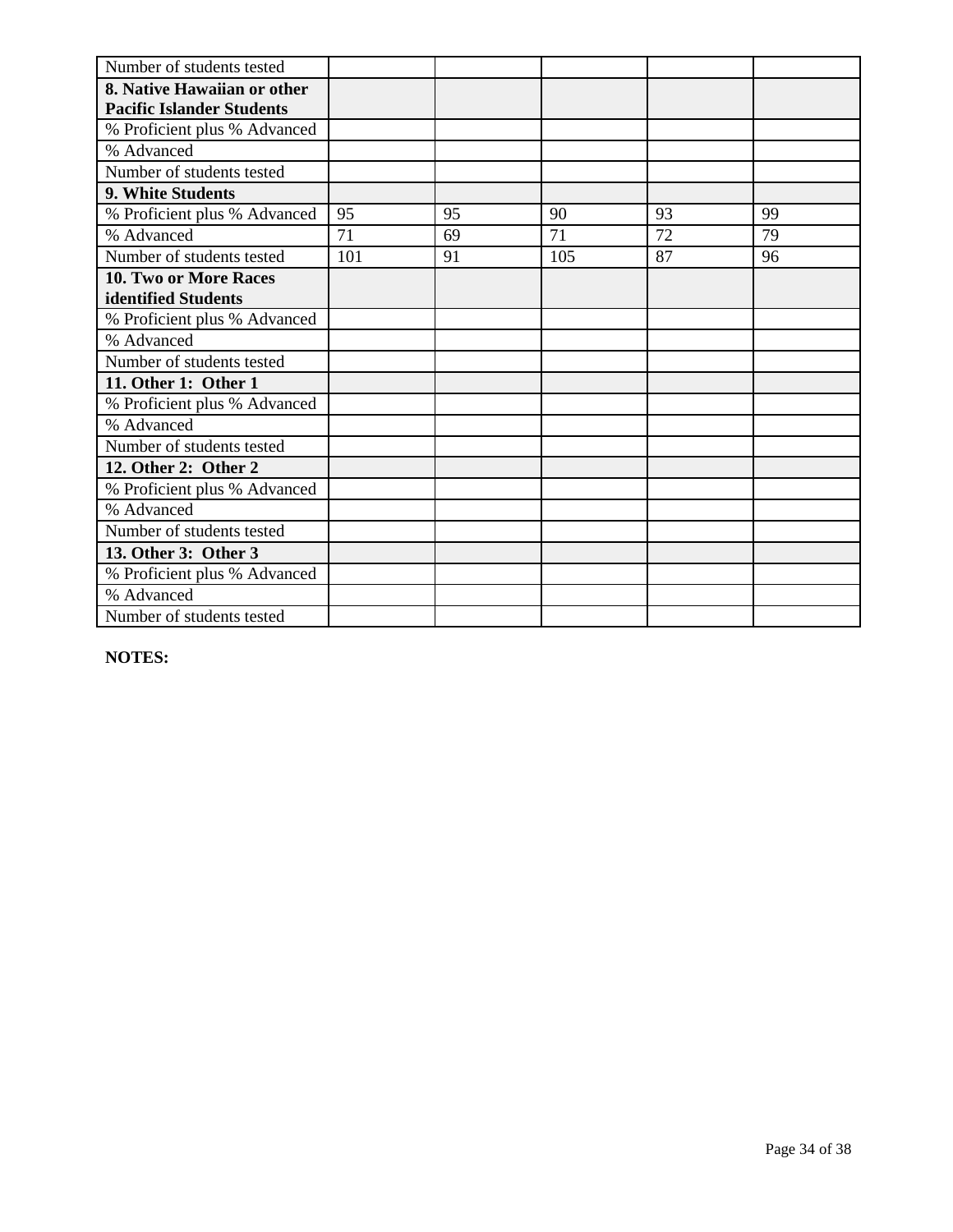| | | | | | |
|---|---|---|---|---|---|
| Number of students tested | | | | | |
| **8. Native Hawaiian or other Pacific Islander Students** | | | | | |
| % Proficient plus % Advanced | | | | | |
| % Advanced | | | | | |
| Number of students tested | | | | | |
| **9. White Students** | | | | | |
| % Proficient plus % Advanced | 95 | 95 | 90 | 93 | 99 |
| % Advanced | 71 | 69 | 71 | 72 | 79 |
| Number of students tested | 101 | 91 | 105 | 87 | 96 |
| **10. Two or More Races identified Students** | | | | | |
| % Proficient plus % Advanced | | | | | |
| % Advanced | | | | | |
| Number of students tested | | | | | |
| **11. Other 1: Other 1** | | | | | |
| % Proficient plus % Advanced | | | | | |
| % Advanced | | | | | |
| Number of students tested | | | | | |
| **12. Other 2: Other 2** | | | | | |
| % Proficient plus % Advanced | | | | | |
| % Advanced | | | | | |
| Number of students tested | | | | | |
| **13. Other 3: Other 3** | | | | | |
| % Proficient plus % Advanced | | | | | |
| % Advanced | | | | | |
| Number of students tested | | | | | |

**NOTES:**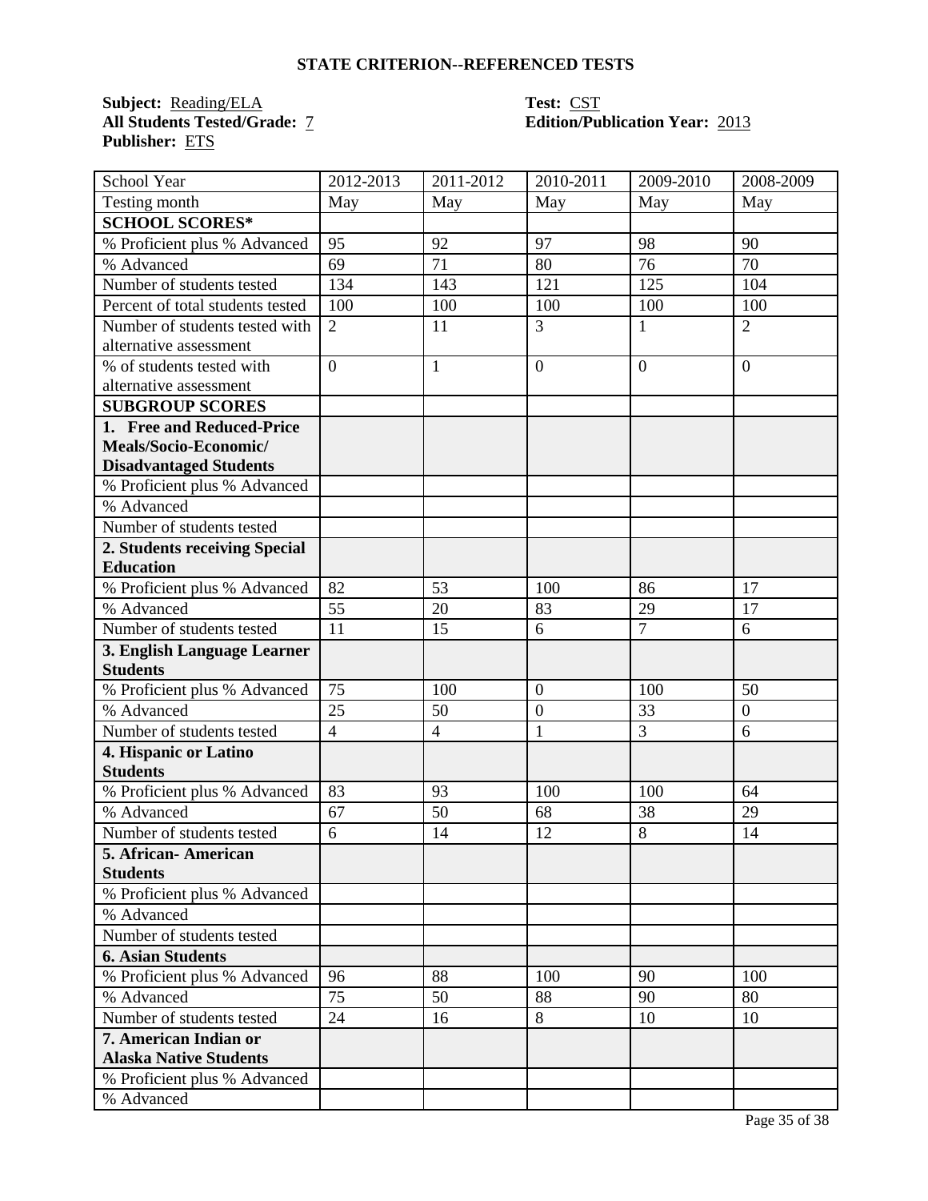## STATE CRITERION--REFERENCED TESTS

**Subject:** Reading/ELA  
**All Students Tested/Grade:** 7  
**Publisher:** ETS  

**Test:** CST  
**Edition/Publication Year:** 2013

| School Year | 2012-2013 | 2011-2012 | 2010-2011 | 2009-2010 | 2008-2009 |
|---|---|---|---|---|---|
| Testing month | May | May | May | May | May |
| **SCHOOL SCORES*** | | | | | |
| % Proficient plus % Advanced | 95 | 92 | 97 | 98 | 90 |
| % Advanced | 69 | 71 | 80 | 76 | 70 |
| Number of students tested | 134 | 143 | 121 | 125 | 104 |
| Percent of total students tested | 100 | 100 | 100 | 100 | 100 |
| Number of students tested with alternative assessment | 2 | 11 | 3 | 1 | 2 |
| % of students tested with alternative assessment | 0 | 1 | 0 | 0 | 0 |
| **SUBGROUP SCORES** | | | | | |
| **1. Free and Reduced-Price Meals/Socio-Economic/ Disadvantaged Students** | | | | | |
| % Proficient plus % Advanced | | | | | |
| % Advanced | | | | | |
| Number of students tested | | | | | |
| **2. Students receiving Special Education** | | | | | |
| % Proficient plus % Advanced | 82 | 53 | 100 | 86 | 17 |
| % Advanced | 55 | 20 | 83 | 29 | 17 |
| Number of students tested | 11 | 15 | 6 | 7 | 6 |
| **3. English Language Learner Students** | | | | | |
| % Proficient plus % Advanced | 75 | 100 | 0 | 100 | 50 |
| % Advanced | 25 | 50 | 0 | 33 | 0 |
| Number of students tested | 4 | 4 | 1 | 3 | 6 |
| **4. Hispanic or Latino Students** | | | | | |
| % Proficient plus % Advanced | 83 | 93 | 100 | 100 | 64 |
| % Advanced | 67 | 50 | 68 | 38 | 29 |
| Number of students tested | 6 | 14 | 12 | 8 | 14 |
| **5. African- American Students** | | | | | |
| % Proficient plus % Advanced | | | | | |
| % Advanced | | | | | |
| Number of students tested | | | | | |
| **6. Asian Students** | | | | | |
| % Proficient plus % Advanced | 96 | 88 | 100 | 90 | 100 |
| % Advanced | 75 | 50 | 88 | 90 | 80 |
| Number of students tested | 24 | 16 | 8 | 10 | 10 |
| **7. American Indian or Alaska Native Students** | | | | | |
| % Proficient plus % Advanced | | | | | |
| % Advanced | | | | | |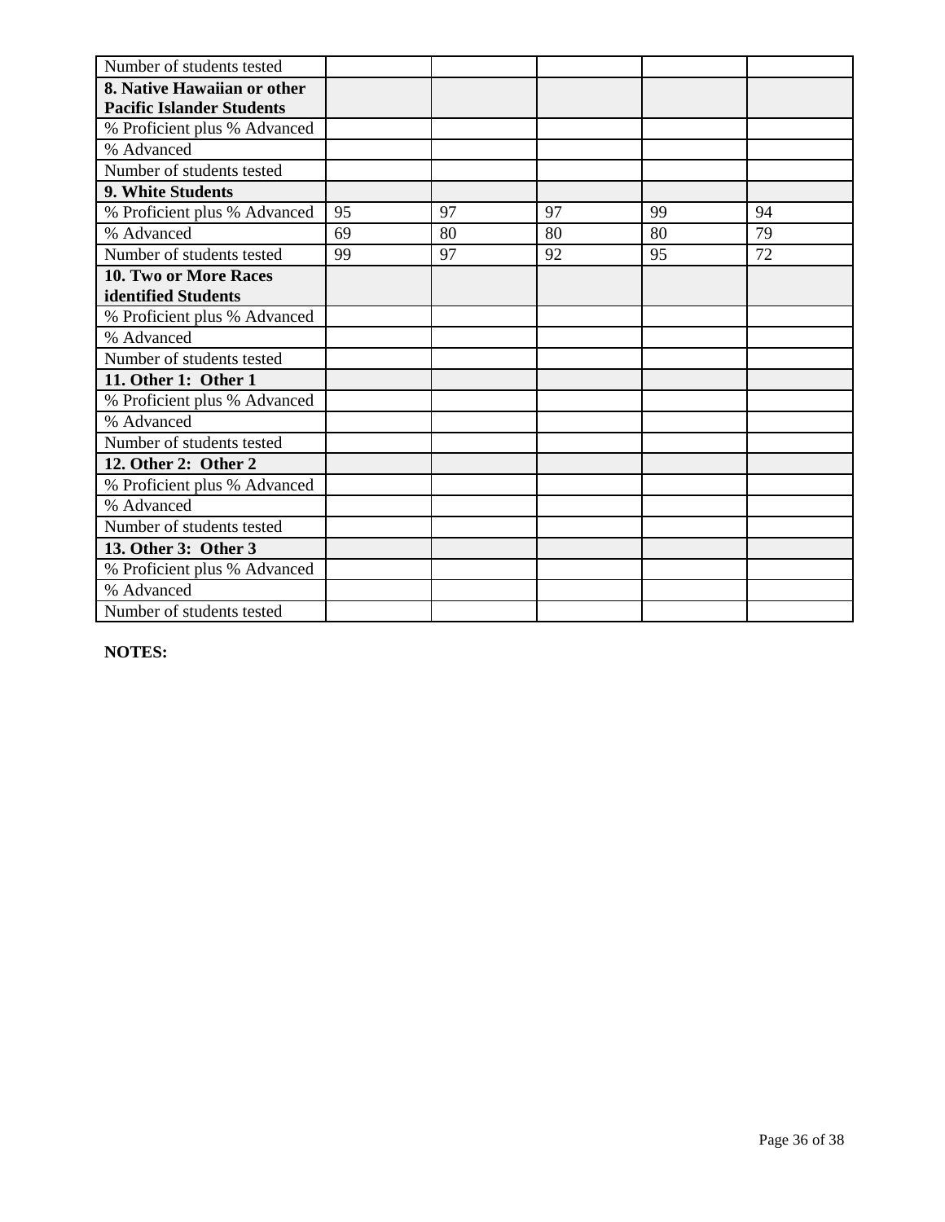| Number of students tested | | | | | |
|---|---|---|---|---|---|
| **8. Native Hawaiian or other Pacific Islander Students** | | | | | |
| % Proficient plus % Advanced | | | | | |
| % Advanced | | | | | |
| Number of students tested | | | | | |
| **9. White Students** | | | | | |
| % Proficient plus % Advanced | 95 | 97 | 97 | 99 | 94 |
| % Advanced | 69 | 80 | 80 | 80 | 79 |
| Number of students tested | 99 | 97 | 92 | 95 | 72 |
| **10. Two or More Races identified Students** | | | | | |
| % Proficient plus % Advanced | | | | | |
| % Advanced | | | | | |
| Number of students tested | | | | | |
| **11. Other 1: Other 1** | | | | | |
| % Proficient plus % Advanced | | | | | |
| % Advanced | | | | | |
| Number of students tested | | | | | |
| **12. Other 2: Other 2** | | | | | |
| % Proficient plus % Advanced | | | | | |
| % Advanced | | | | | |
| Number of students tested | | | | | |
| **13. Other 3: Other 3** | | | | | |
| % Proficient plus % Advanced | | | | | |
| % Advanced | | | | | |
| Number of students tested | | | | | |

**NOTES:**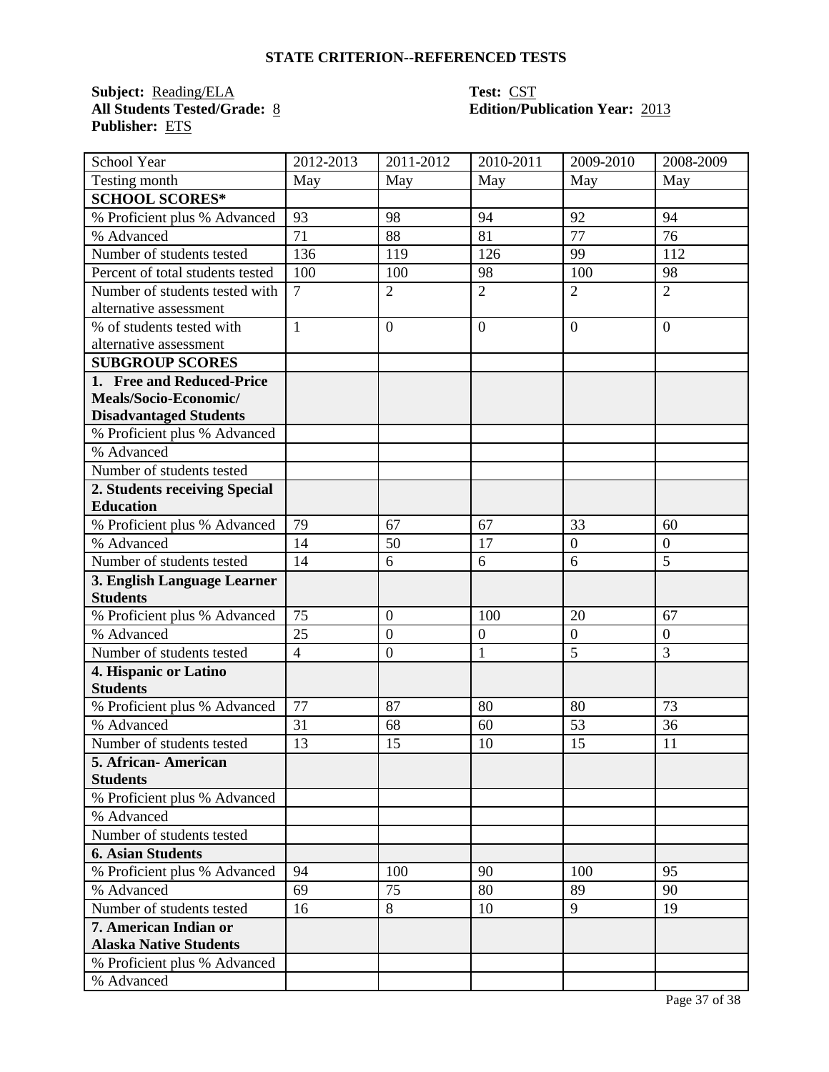## STATE CRITERION--REFERENCED TESTS

**Subject:** Reading/ELA
**All Students Tested/Grade:** 8
**Publisher:** ETS

**Test:** CST
**Edition/Publication Year:** 2013

| School Year | 2012-2013 | 2011-2012 | 2010-2011 | 2009-2010 | 2008-2009 |
|---|---|---|---|---|---|
| Testing month | May | May | May | May | May |
| **SCHOOL SCORES*** | | | | | |
| % Proficient plus % Advanced | 93 | 98 | 94 | 92 | 94 |
| % Advanced | 71 | 88 | 81 | 77 | 76 |
| Number of students tested | 136 | 119 | 126 | 99 | 112 |
| Percent of total students tested | 100 | 100 | 98 | 100 | 98 |
| Number of students tested with alternative assessment | 7 | 2 | 2 | 2 | 2 |
| % of students tested with alternative assessment | 1 | 0 | 0 | 0 | 0 |
| **SUBGROUP SCORES** | | | | | |
| **1. Free and Reduced-Price Meals/Socio-Economic/ Disadvantaged Students** | | | | | |
| % Proficient plus % Advanced | | | | | |
| % Advanced | | | | | |
| Number of students tested | | | | | |
| **2. Students receiving Special Education** | | | | | |
| % Proficient plus % Advanced | 79 | 67 | 67 | 33 | 60 |
| % Advanced | 14 | 50 | 17 | 0 | 0 |
| Number of students tested | 14 | 6 | 6 | 6 | 5 |
| **3. English Language Learner Students** | | | | | |
| % Proficient plus % Advanced | 75 | 0 | 100 | 20 | 67 |
| % Advanced | 25 | 0 | 0 | 0 | 0 |
| Number of students tested | 4 | 0 | 1 | 5 | 3 |
| **4. Hispanic or Latino Students** | | | | | |
| % Proficient plus % Advanced | 77 | 87 | 80 | 80 | 73 |
| % Advanced | 31 | 68 | 60 | 53 | 36 |
| Number of students tested | 13 | 15 | 10 | 15 | 11 |
| **5. African- American Students** | | | | | |
| % Proficient plus % Advanced | | | | | |
| % Advanced | | | | | |
| Number of students tested | | | | | |
| **6. Asian Students** | | | | | |
| % Proficient plus % Advanced | 94 | 100 | 90 | 100 | 95 |
| % Advanced | 69 | 75 | 80 | 89 | 90 |
| Number of students tested | 16 | 8 | 10 | 9 | 19 |
| **7. American Indian or Alaska Native Students** | | | | | |
| % Proficient plus % Advanced | | | | | |
| % Advanced | | | | | |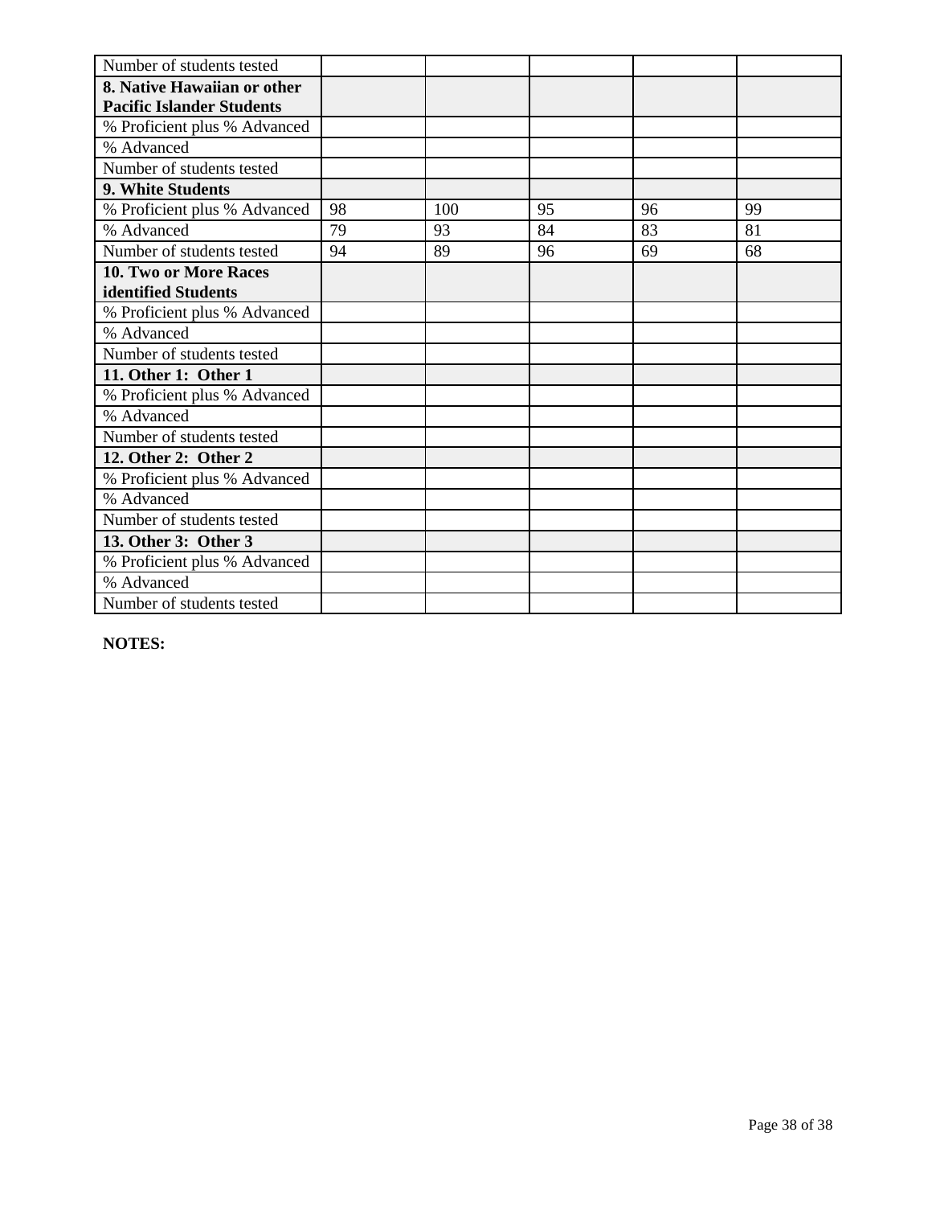| | | | | | |
|---|---|---|---|---|---|
| Number of students tested | | | | | |
| **8. Native Hawaiian or other Pacific Islander Students** | | | | | |
| % Proficient plus % Advanced | | | | | |
| % Advanced | | | | | |
| Number of students tested | | | | | |
| **9. White Students** | | | | | |
| % Proficient plus % Advanced | 98 | 100 | 95 | 96 | 99 |
| % Advanced | 79 | 93 | 84 | 83 | 81 |
| Number of students tested | 94 | 89 | 96 | 69 | 68 |
| **10. Two or More Races identified Students** | | | | | |
| % Proficient plus % Advanced | | | | | |
| % Advanced | | | | | |
| Number of students tested | | | | | |
| **11. Other 1: Other 1** | | | | | |
| % Proficient plus % Advanced | | | | | |
| % Advanced | | | | | |
| Number of students tested | | | | | |
| **12. Other 2: Other 2** | | | | | |
| % Proficient plus % Advanced | | | | | |
| % Advanced | | | | | |
| Number of students tested | | | | | |
| **13. Other 3: Other 3** | | | | | |
| % Proficient plus % Advanced | | | | | |
| % Advanced | | | | | |
| Number of students tested | | | | | |

**NOTES:**